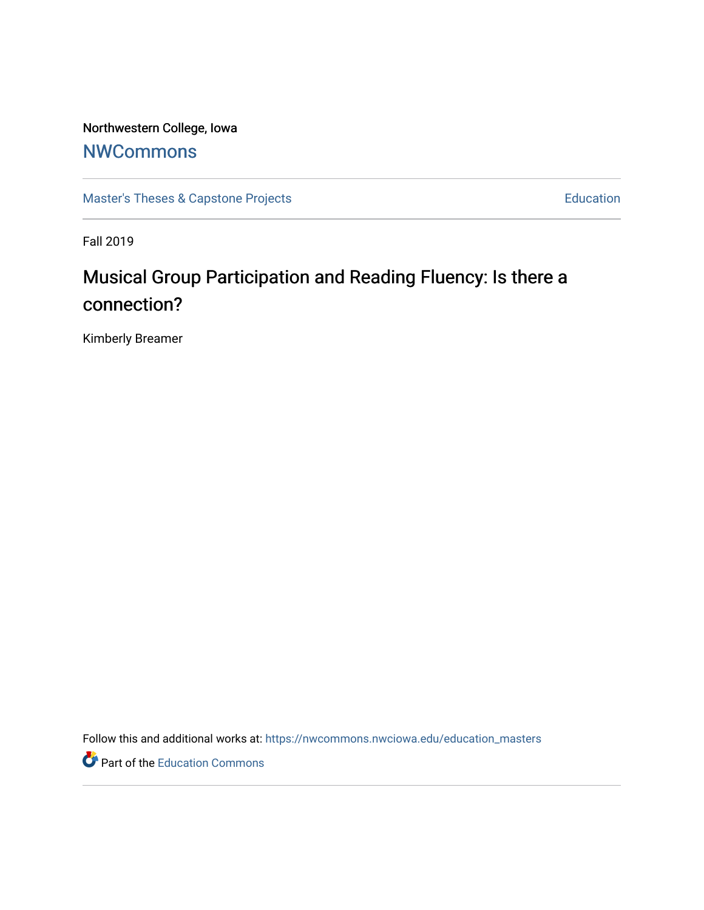Northwestern College, Iowa

# NWCommons

Master's Theses & Capstone Projects | Education

Fall 2019

## Musical Group Participation and Reading Fluency: Is there a connection?

Kimberly Breamer

Follow this and additional works at: https://nwcommons.nwciowa.edu/education_masters

Part of the Education Commons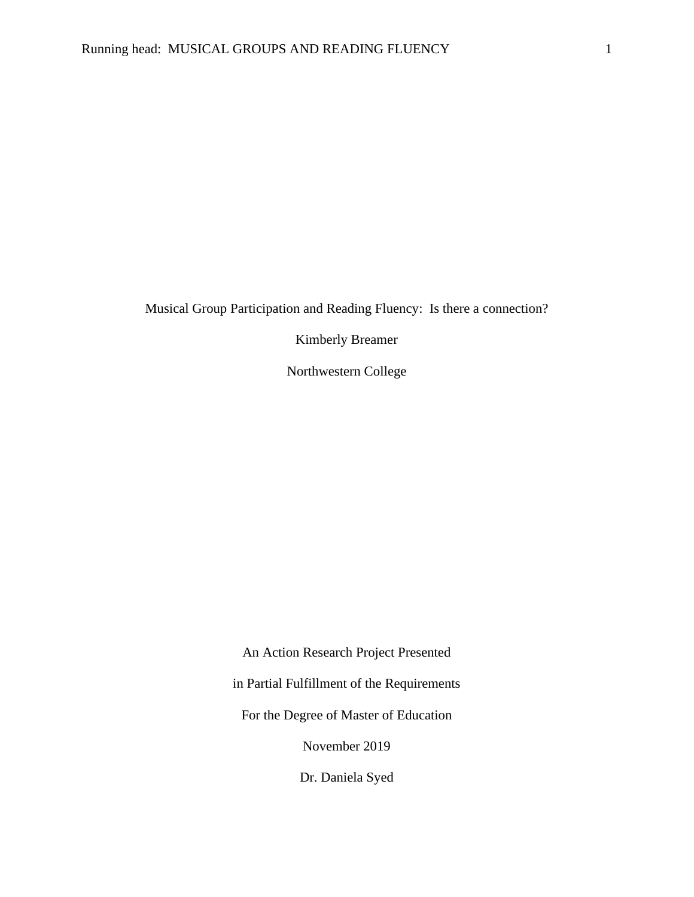Musical Group Participation and Reading Fluency: Is there a connection?

Kimberly Breamer

Northwestern College

An Action Research Project Presented

in Partial Fulfillment of the Requirements

For the Degree of Master of Education

November 2019

Dr. Daniela Syed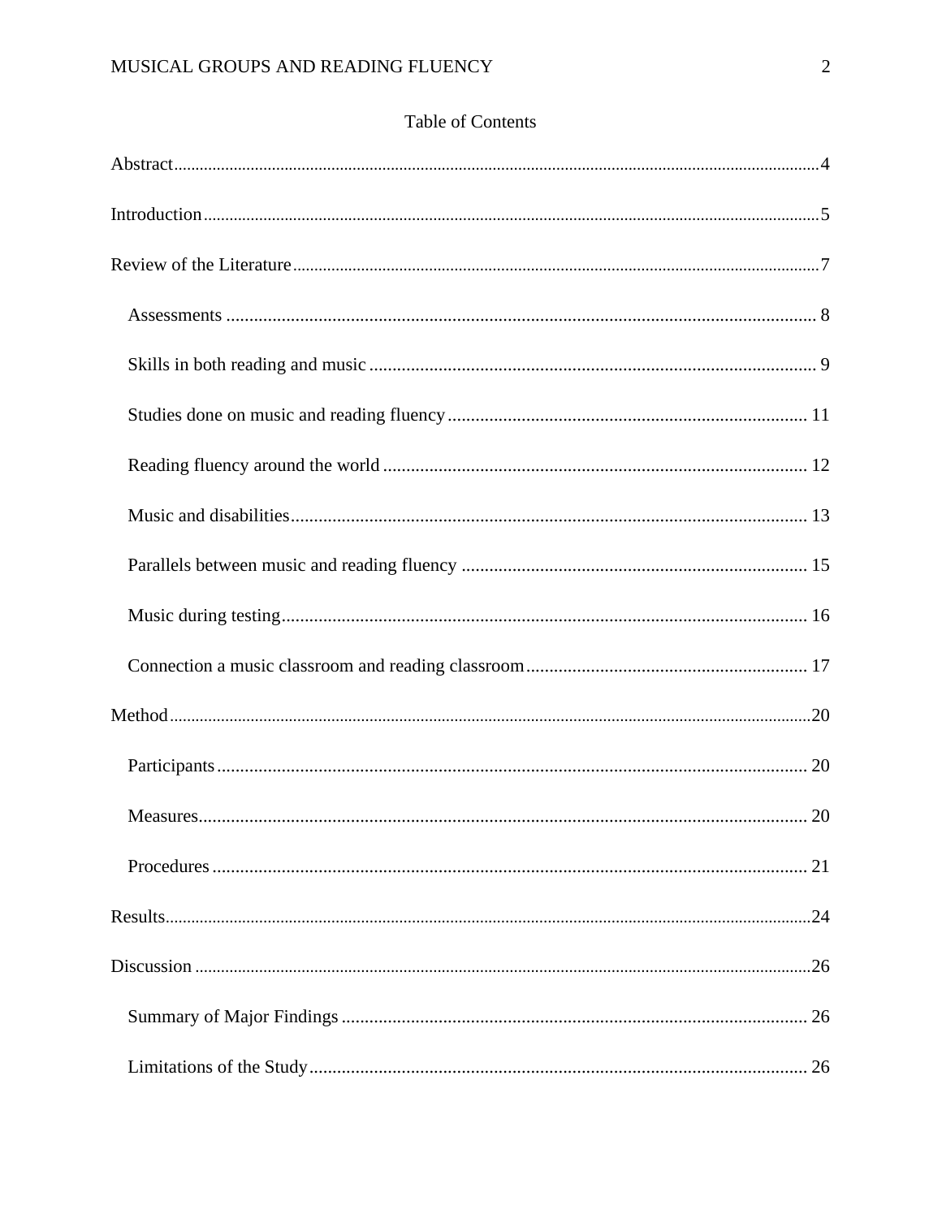Table of Contents

Abstract....................................................................................................................................4

Introduction..............................................................................................................................5

Review of the Literature..........................................................................................................7

Assessments ................................................................................................................ 8

Skills in both reading and music ................................................................................ 9

Studies done on music and reading fluency ............................................................. 11

Reading fluency around the world ........................................................................... 12

Music and disabilities............................................................................................... 13

Parallels between music and reading fluency .......................................................... 15

Music during testing................................................................................................. 16

Connection a music classroom and reading classroom............................................. 17

Method....................................................................................................................................20

Participants ............................................................................................................... 20

Measures................................................................................................................... 20

Procedures ................................................................................................................ 21

Results.....................................................................................................................................24

Discussion ...............................................................................................................................26

Summary of Major Findings ..................................................................................... 26

Limitations of the Study ........................................................................................... 26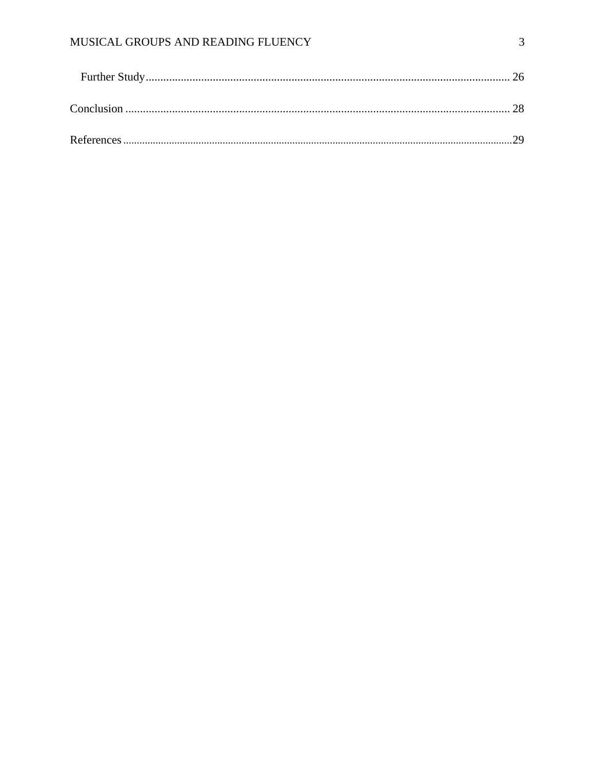Further Study ........................................................................................................................ 26

Conclusion ............................................................................................................................ 28

References .............................................................................................................................29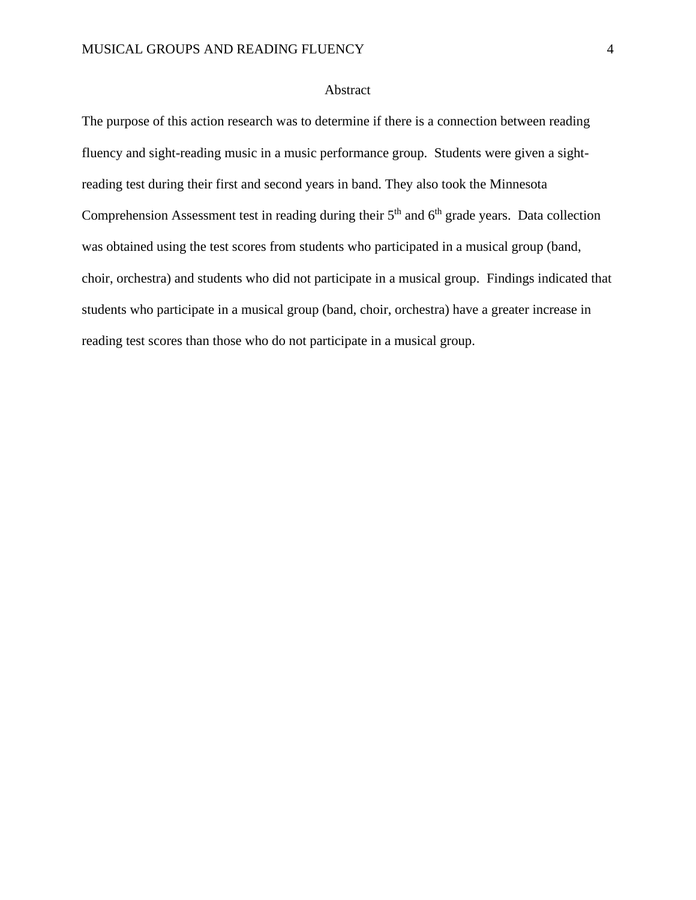# Abstract

The purpose of this action research was to determine if there is a connection between reading fluency and sight-reading music in a music performance group. Students were given a sight-reading test during their first and second years in band. They also took the Minnesota Comprehension Assessment test in reading during their 5th and 6th grade years. Data collection was obtained using the test scores from students who participated in a musical group (band, choir, orchestra) and students who did not participate in a musical group. Findings indicated that students who participate in a musical group (band, choir, orchestra) have a greater increase in reading test scores than those who do not participate in a musical group.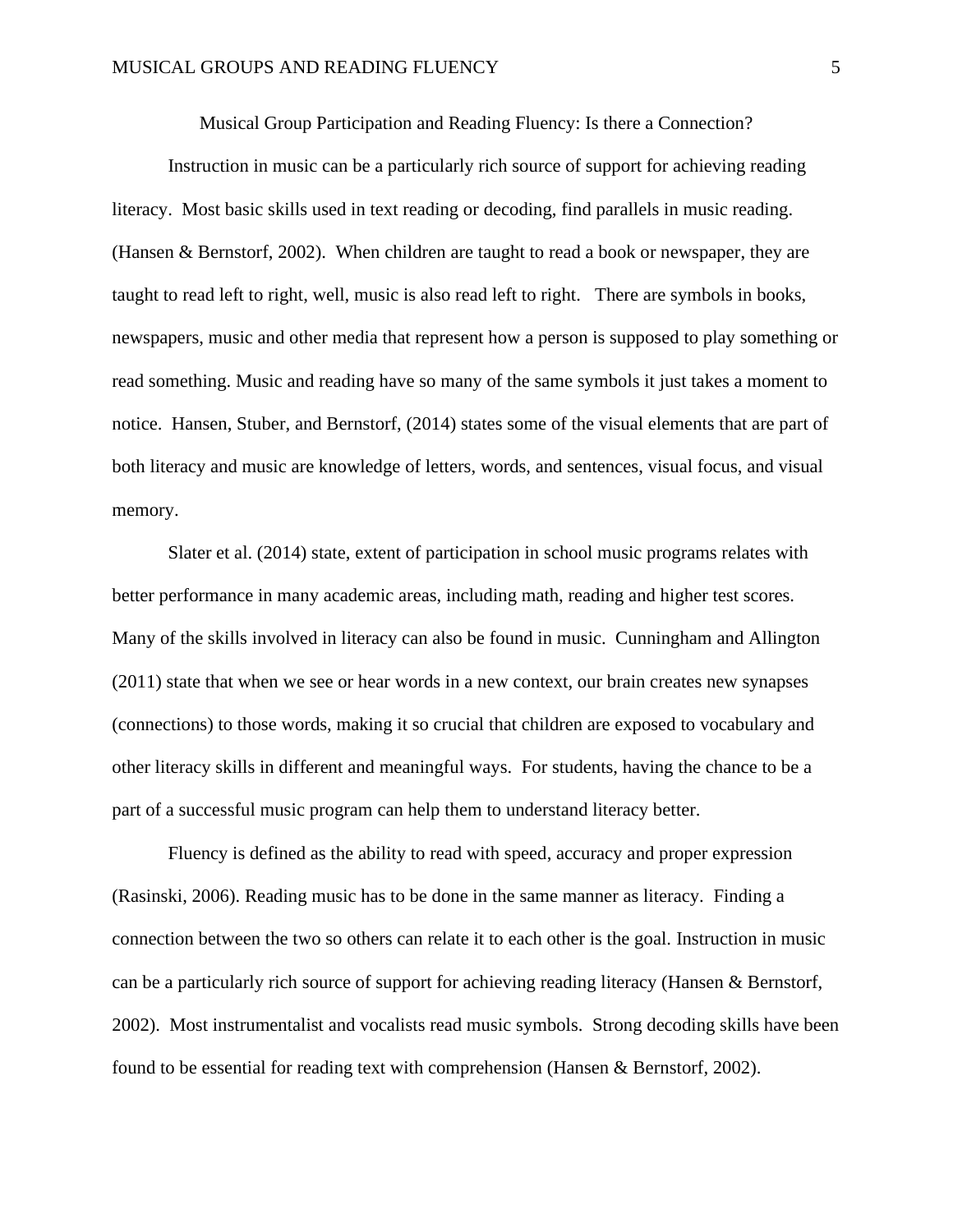# Musical Group Participation and Reading Fluency: Is there a Connection?

Instruction in music can be a particularly rich source of support for achieving reading literacy. Most basic skills used in text reading or decoding, find parallels in music reading. (Hansen & Bernstorf, 2002). When children are taught to read a book or newspaper, they are taught to read left to right, well, music is also read left to right. There are symbols in books, newspapers, music and other media that represent how a person is supposed to play something or read something. Music and reading have so many of the same symbols it just takes a moment to notice. Hansen, Stuber, and Bernstorf, (2014) states some of the visual elements that are part of both literacy and music are knowledge of letters, words, and sentences, visual focus, and visual memory.

Slater et al. (2014) state, extent of participation in school music programs relates with better performance in many academic areas, including math, reading and higher test scores. Many of the skills involved in literacy can also be found in music. Cunningham and Allington (2011) state that when we see or hear words in a new context, our brain creates new synapses (connections) to those words, making it so crucial that children are exposed to vocabulary and other literacy skills in different and meaningful ways. For students, having the chance to be a part of a successful music program can help them to understand literacy better.

Fluency is defined as the ability to read with speed, accuracy and proper expression (Rasinski, 2006). Reading music has to be done in the same manner as literacy. Finding a connection between the two so others can relate it to each other is the goal. Instruction in music can be a particularly rich source of support for achieving reading literacy (Hansen & Bernstorf, 2002). Most instrumentalist and vocalists read music symbols. Strong decoding skills have been found to be essential for reading text with comprehension (Hansen & Bernstorf, 2002).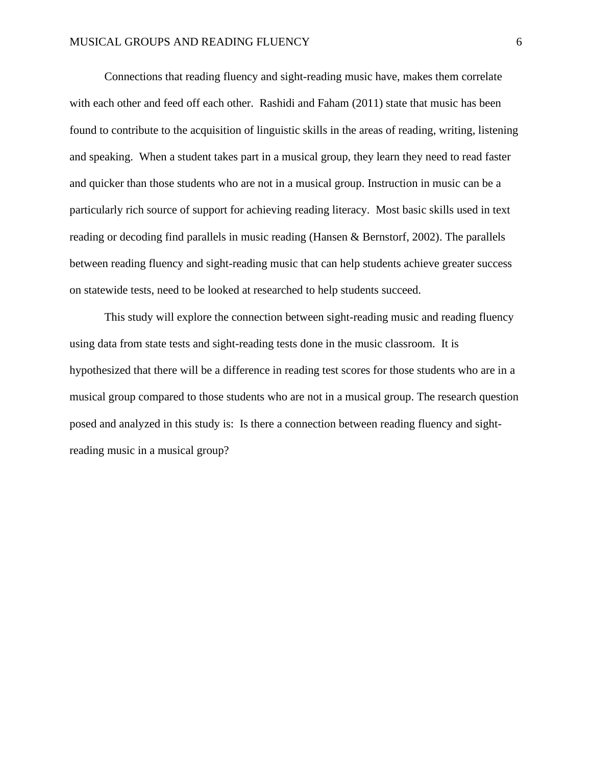Connections that reading fluency and sight-reading music have, makes them correlate with each other and feed off each other. Rashidi and Faham (2011) state that music has been found to contribute to the acquisition of linguistic skills in the areas of reading, writing, listening and speaking. When a student takes part in a musical group, they learn they need to read faster and quicker than those students who are not in a musical group. Instruction in music can be a particularly rich source of support for achieving reading literacy. Most basic skills used in text reading or decoding find parallels in music reading (Hansen & Bernstorf, 2002). The parallels between reading fluency and sight-reading music that can help students achieve greater success on statewide tests, need to be looked at researched to help students succeed.

This study will explore the connection between sight-reading music and reading fluency using data from state tests and sight-reading tests done in the music classroom. It is hypothesized that there will be a difference in reading test scores for those students who are in a musical group compared to those students who are not in a musical group. The research question posed and analyzed in this study is: Is there a connection between reading fluency and sight-reading music in a musical group?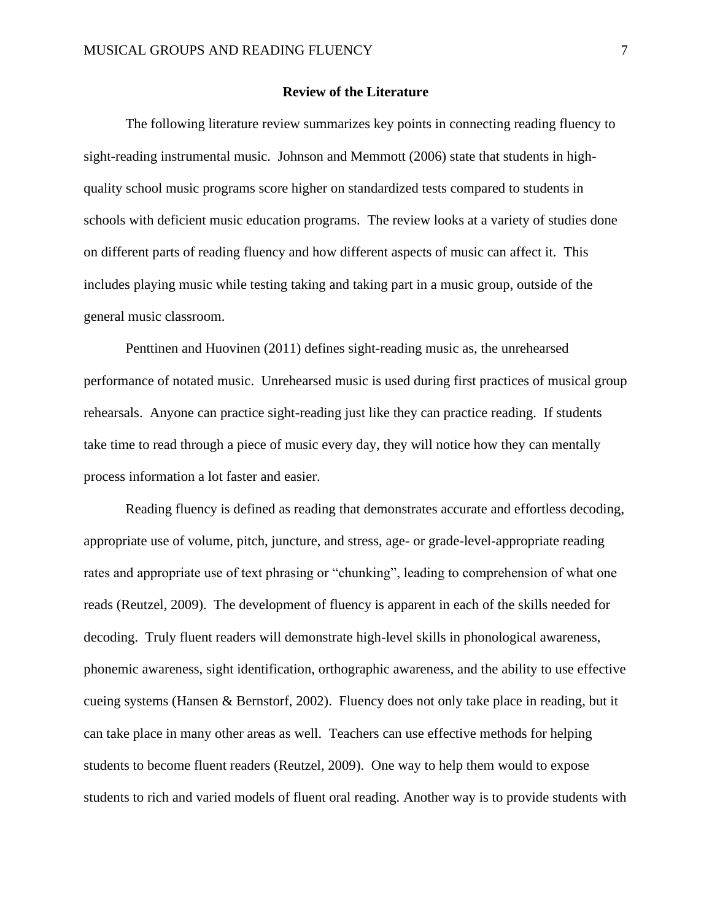## Review of the Literature

The following literature review summarizes key points in connecting reading fluency to sight-reading instrumental music. Johnson and Memmott (2006) state that students in high-quality school music programs score higher on standardized tests compared to students in schools with deficient music education programs. The review looks at a variety of studies done on different parts of reading fluency and how different aspects of music can affect it. This includes playing music while testing taking and taking part in a music group, outside of the general music classroom.

Penttinen and Huovinen (2011) defines sight-reading music as, the unrehearsed performance of notated music. Unrehearsed music is used during first practices of musical group rehearsals. Anyone can practice sight-reading just like they can practice reading. If students take time to read through a piece of music every day, they will notice how they can mentally process information a lot faster and easier.

Reading fluency is defined as reading that demonstrates accurate and effortless decoding, appropriate use of volume, pitch, juncture, and stress, age- or grade-level-appropriate reading rates and appropriate use of text phrasing or "chunking", leading to comprehension of what one reads (Reutzel, 2009). The development of fluency is apparent in each of the skills needed for decoding. Truly fluent readers will demonstrate high-level skills in phonological awareness, phonemic awareness, sight identification, orthographic awareness, and the ability to use effective cueing systems (Hansen & Bernstorf, 2002). Fluency does not only take place in reading, but it can take place in many other areas as well. Teachers can use effective methods for helping students to become fluent readers (Reutzel, 2009). One way to help them would to expose students to rich and varied models of fluent oral reading. Another way is to provide students with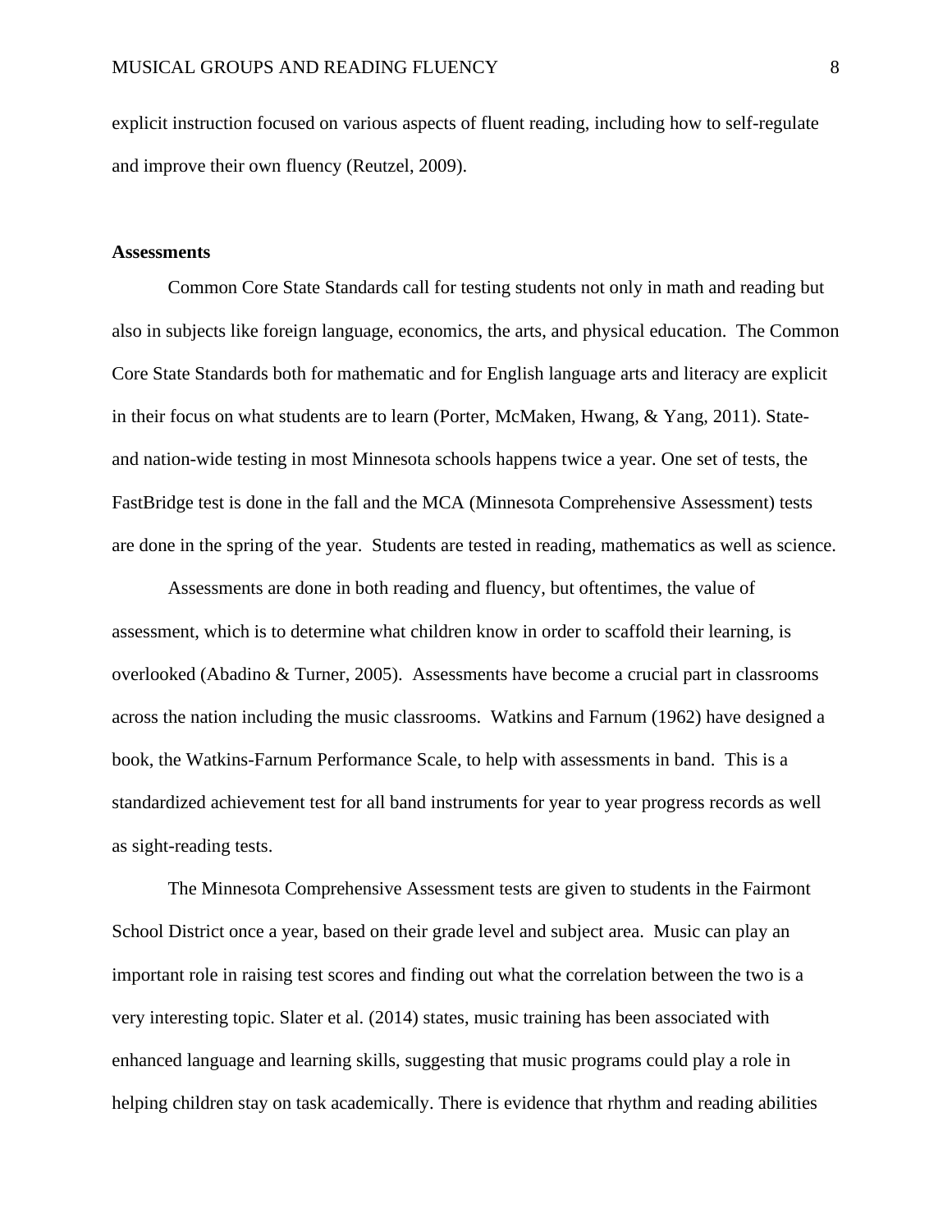explicit instruction focused on various aspects of fluent reading, including how to self-regulate and improve their own fluency (Reutzel, 2009).

**Assessments**

Common Core State Standards call for testing students not only in math and reading but also in subjects like foreign language, economics, the arts, and physical education. The Common Core State Standards both for mathematic and for English language arts and literacy are explicit in their focus on what students are to learn (Porter, McMaken, Hwang, & Yang, 2011). State- and nation-wide testing in most Minnesota schools happens twice a year. One set of tests, the FastBridge test is done in the fall and the MCA (Minnesota Comprehensive Assessment) tests are done in the spring of the year. Students are tested in reading, mathematics as well as science.

Assessments are done in both reading and fluency, but oftentimes, the value of assessment, which is to determine what children know in order to scaffold their learning, is overlooked (Abadino & Turner, 2005). Assessments have become a crucial part in classrooms across the nation including the music classrooms. Watkins and Farnum (1962) have designed a book, the Watkins-Farnum Performance Scale, to help with assessments in band. This is a standardized achievement test for all band instruments for year to year progress records as well as sight-reading tests.

The Minnesota Comprehensive Assessment tests are given to students in the Fairmont School District once a year, based on their grade level and subject area. Music can play an important role in raising test scores and finding out what the correlation between the two is a very interesting topic. Slater et al. (2014) states, music training has been associated with enhanced language and learning skills, suggesting that music programs could play a role in helping children stay on task academically. There is evidence that rhythm and reading abilities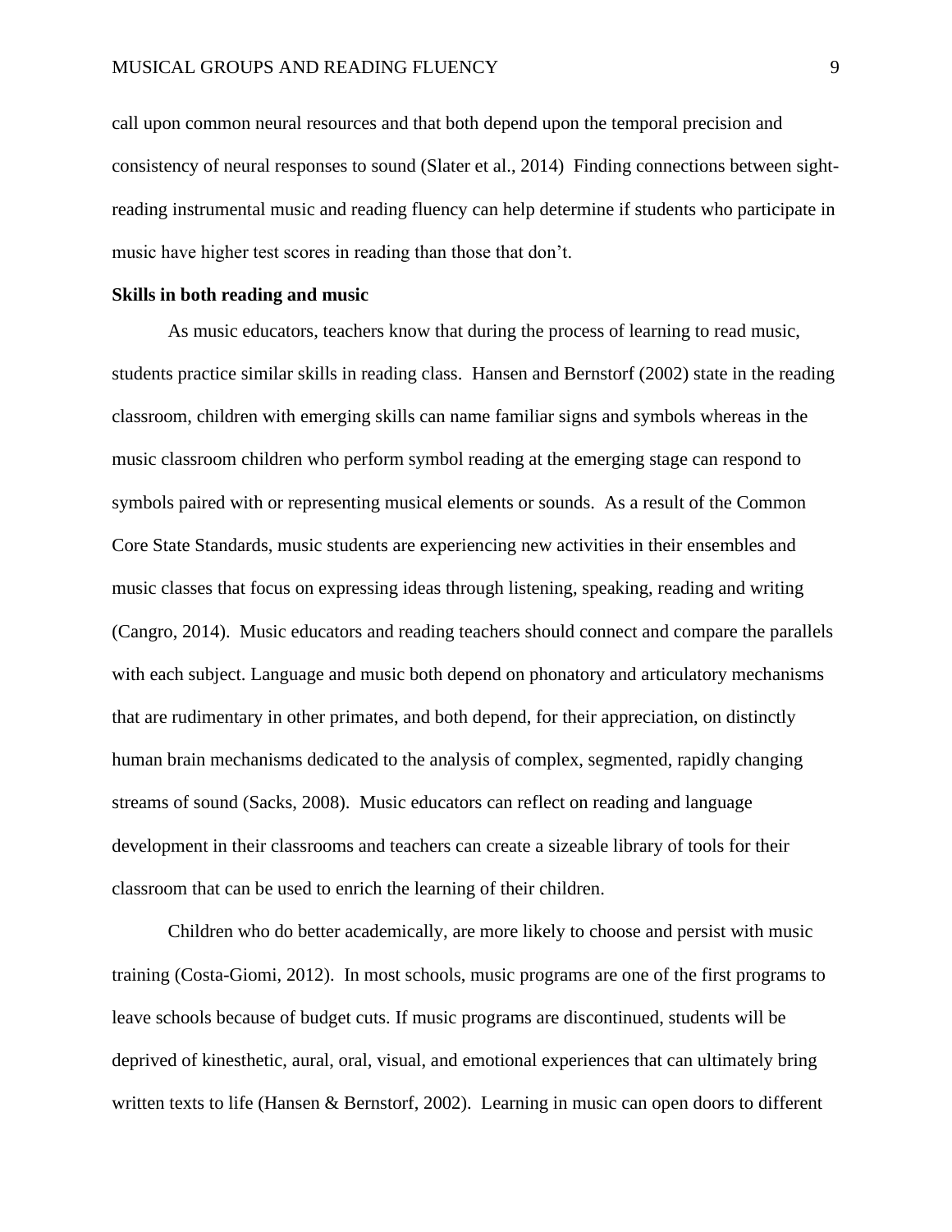call upon common neural resources and that both depend upon the temporal precision and consistency of neural responses to sound (Slater et al., 2014) Finding connections between sight-reading instrumental music and reading fluency can help determine if students who participate in music have higher test scores in reading than those that don't.

**Skills in both reading and music**

As music educators, teachers know that during the process of learning to read music, students practice similar skills in reading class. Hansen and Bernstorf (2002) state in the reading classroom, children with emerging skills can name familiar signs and symbols whereas in the music classroom children who perform symbol reading at the emerging stage can respond to symbols paired with or representing musical elements or sounds. As a result of the Common Core State Standards, music students are experiencing new activities in their ensembles and music classes that focus on expressing ideas through listening, speaking, reading and writing (Cangro, 2014). Music educators and reading teachers should connect and compare the parallels with each subject. Language and music both depend on phonatory and articulatory mechanisms that are rudimentary in other primates, and both depend, for their appreciation, on distinctly human brain mechanisms dedicated to the analysis of complex, segmented, rapidly changing streams of sound (Sacks, 2008). Music educators can reflect on reading and language development in their classrooms and teachers can create a sizeable library of tools for their classroom that can be used to enrich the learning of their children.

Children who do better academically, are more likely to choose and persist with music training (Costa-Giomi, 2012). In most schools, music programs are one of the first programs to leave schools because of budget cuts. If music programs are discontinued, students will be deprived of kinesthetic, aural, oral, visual, and emotional experiences that can ultimately bring written texts to life (Hansen & Bernstorf, 2002). Learning in music can open doors to different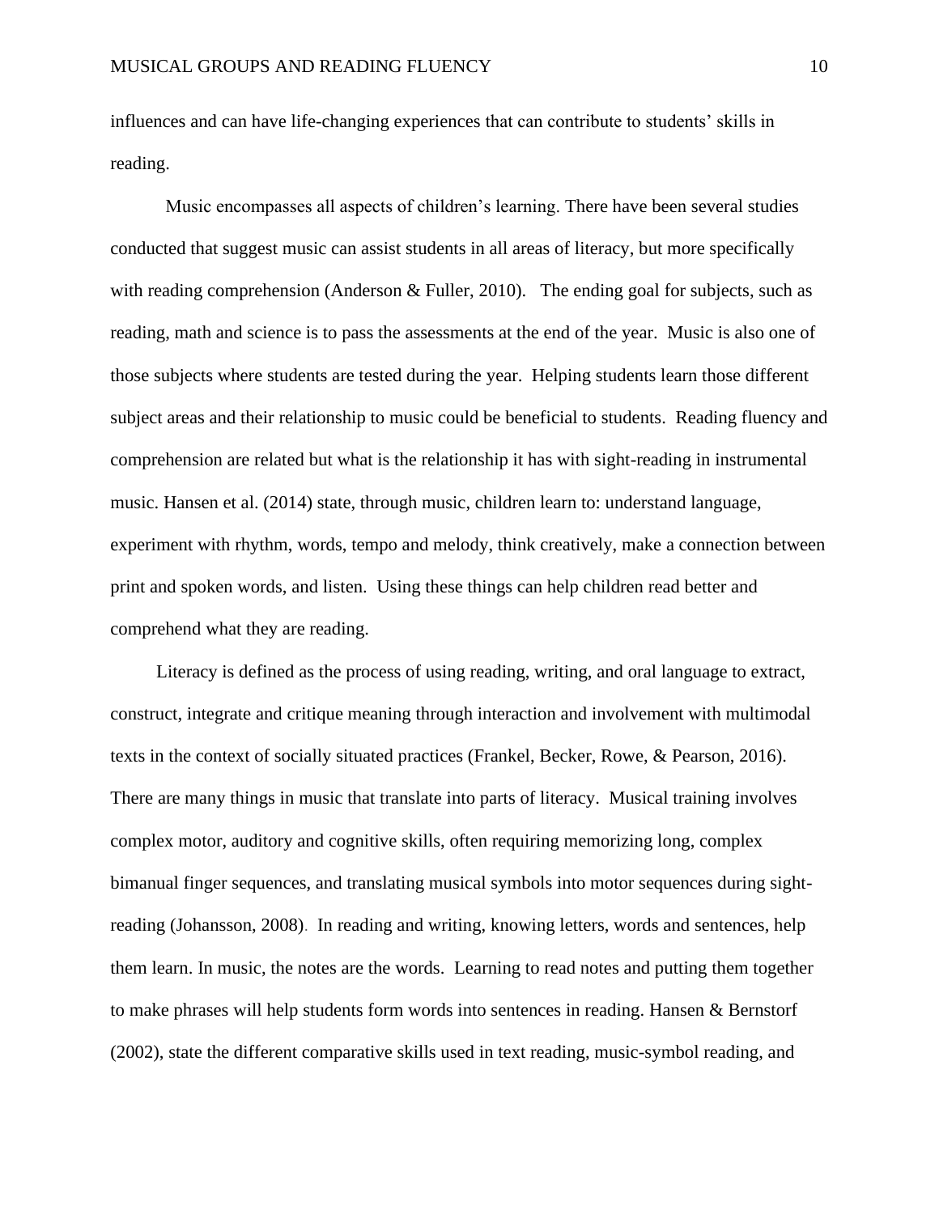influences and can have life-changing experiences that can contribute to students' skills in reading.

Music encompasses all aspects of children's learning. There have been several studies conducted that suggest music can assist students in all areas of literacy, but more specifically with reading comprehension (Anderson & Fuller, 2010). The ending goal for subjects, such as reading, math and science is to pass the assessments at the end of the year. Music is also one of those subjects where students are tested during the year. Helping students learn those different subject areas and their relationship to music could be beneficial to students. Reading fluency and comprehension are related but what is the relationship it has with sight-reading in instrumental music. Hansen et al. (2014) state, through music, children learn to: understand language, experiment with rhythm, words, tempo and melody, think creatively, make a connection between print and spoken words, and listen. Using these things can help children read better and comprehend what they are reading.

Literacy is defined as the process of using reading, writing, and oral language to extract, construct, integrate and critique meaning through interaction and involvement with multimodal texts in the context of socially situated practices (Frankel, Becker, Rowe, & Pearson, 2016). There are many things in music that translate into parts of literacy. Musical training involves complex motor, auditory and cognitive skills, often requiring memorizing long, complex bimanual finger sequences, and translating musical symbols into motor sequences during sight-reading (Johansson, 2008). In reading and writing, knowing letters, words and sentences, help them learn. In music, the notes are the words. Learning to read notes and putting them together to make phrases will help students form words into sentences in reading. Hansen & Bernstorf (2002), state the different comparative skills used in text reading, music-symbol reading, and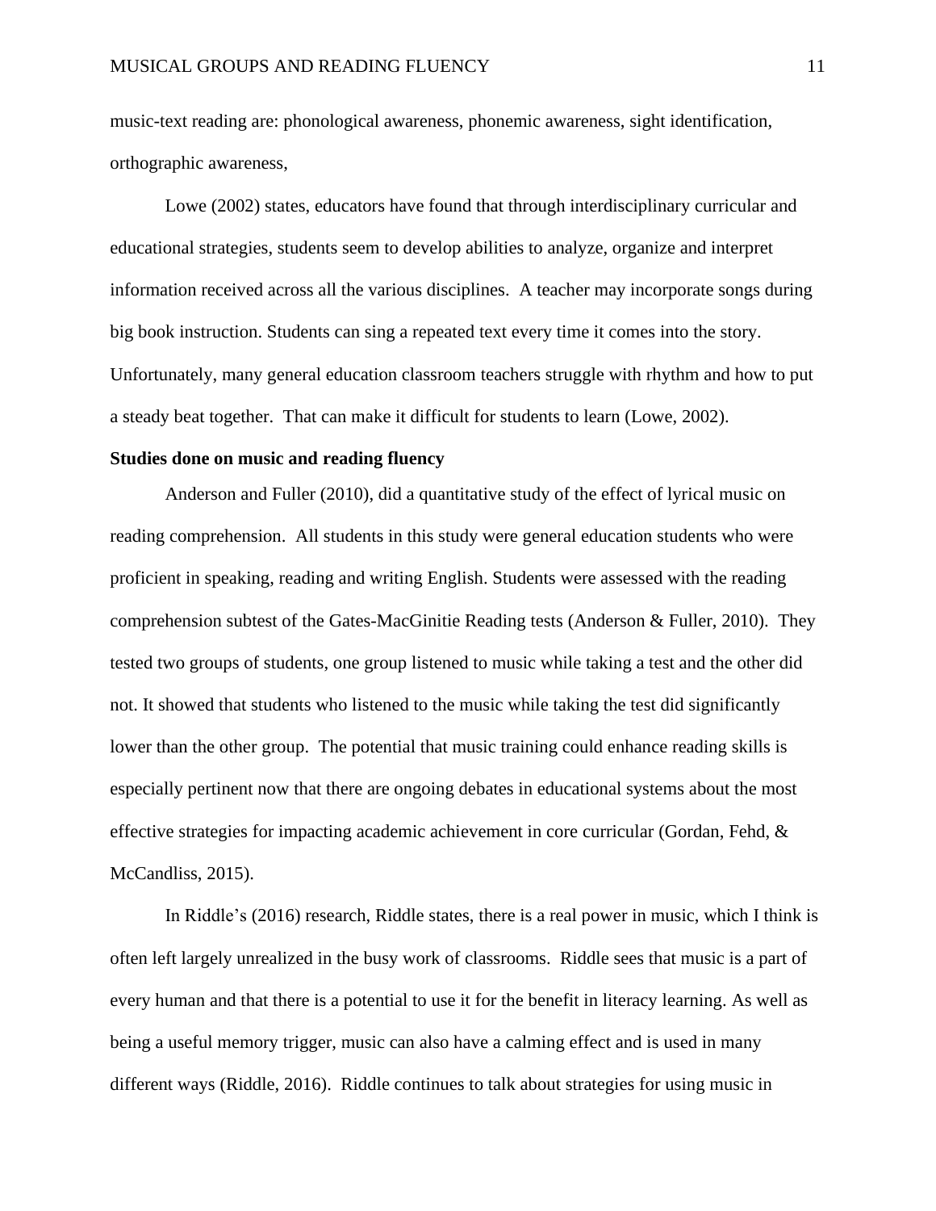music-text reading are: phonological awareness, phonemic awareness, sight identification, orthographic awareness,

Lowe (2002) states, educators have found that through interdisciplinary curricular and educational strategies, students seem to develop abilities to analyze, organize and interpret information received across all the various disciplines. A teacher may incorporate songs during big book instruction. Students can sing a repeated text every time it comes into the story. Unfortunately, many general education classroom teachers struggle with rhythm and how to put a steady beat together. That can make it difficult for students to learn (Lowe, 2002).

**Studies done on music and reading fluency**

Anderson and Fuller (2010), did a quantitative study of the effect of lyrical music on reading comprehension. All students in this study were general education students who were proficient in speaking, reading and writing English. Students were assessed with the reading comprehension subtest of the Gates-MacGinitie Reading tests (Anderson & Fuller, 2010). They tested two groups of students, one group listened to music while taking a test and the other did not. It showed that students who listened to the music while taking the test did significantly lower than the other group. The potential that music training could enhance reading skills is especially pertinent now that there are ongoing debates in educational systems about the most effective strategies for impacting academic achievement in core curricular (Gordan, Fehd, & McCandliss, 2015).

In Riddle's (2016) research, Riddle states, there is a real power in music, which I think is often left largely unrealized in the busy work of classrooms. Riddle sees that music is a part of every human and that there is a potential to use it for the benefit in literacy learning. As well as being a useful memory trigger, music can also have a calming effect and is used in many different ways (Riddle, 2016). Riddle continues to talk about strategies for using music in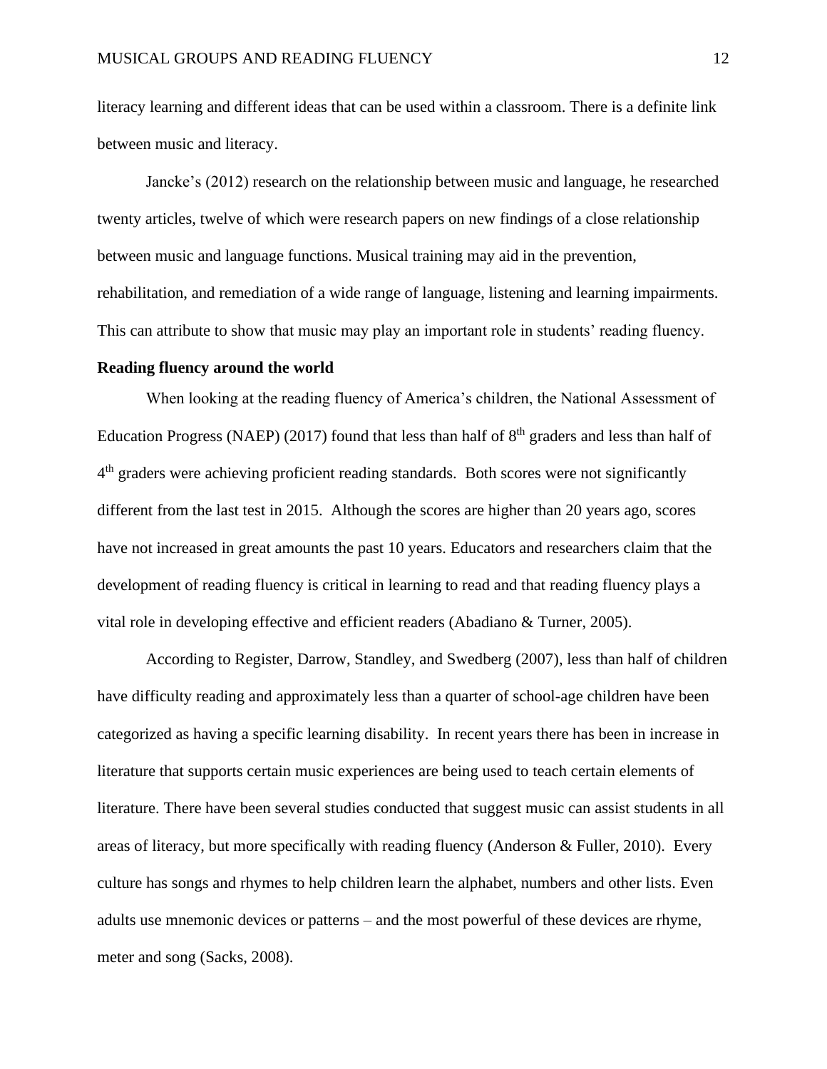literacy learning and different ideas that can be used within a classroom. There is a definite link between music and literacy.

Jancke's (2012) research on the relationship between music and language, he researched twenty articles, twelve of which were research papers on new findings of a close relationship between music and language functions. Musical training may aid in the prevention, rehabilitation, and remediation of a wide range of language, listening and learning impairments. This can attribute to show that music may play an important role in students' reading fluency.

**Reading fluency around the world**

When looking at the reading fluency of America's children, the National Assessment of Education Progress (NAEP) (2017) found that less than half of 8th graders and less than half of 4th graders were achieving proficient reading standards. Both scores were not significantly different from the last test in 2015. Although the scores are higher than 20 years ago, scores have not increased in great amounts the past 10 years. Educators and researchers claim that the development of reading fluency is critical in learning to read and that reading fluency plays a vital role in developing effective and efficient readers (Abadiano & Turner, 2005).

According to Register, Darrow, Standley, and Swedberg (2007), less than half of children have difficulty reading and approximately less than a quarter of school-age children have been categorized as having a specific learning disability. In recent years there has been in increase in literature that supports certain music experiences are being used to teach certain elements of literature. There have been several studies conducted that suggest music can assist students in all areas of literacy, but more specifically with reading fluency (Anderson & Fuller, 2010). Every culture has songs and rhymes to help children learn the alphabet, numbers and other lists. Even adults use mnemonic devices or patterns – and the most powerful of these devices are rhyme, meter and song (Sacks, 2008).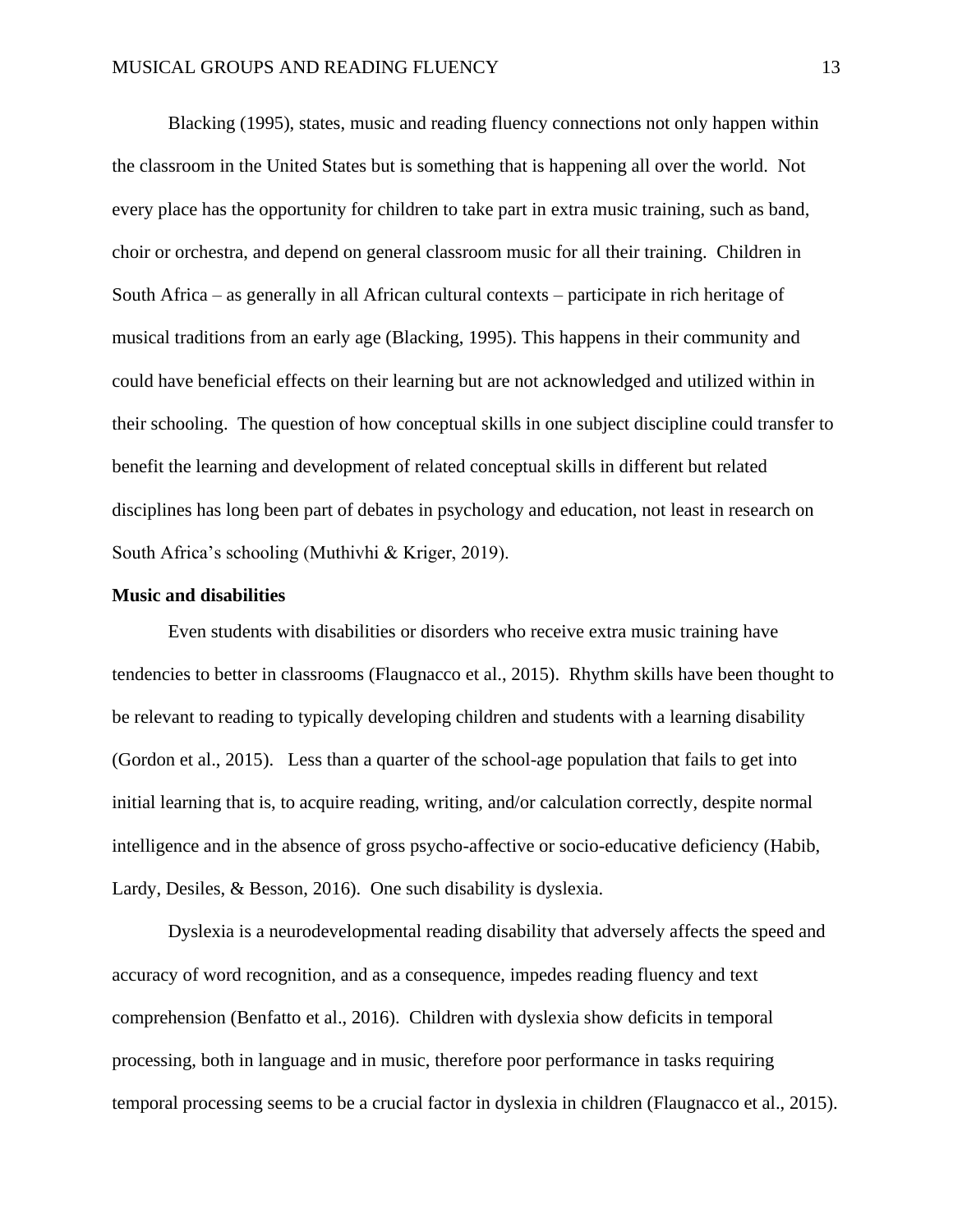Blacking (1995), states, music and reading fluency connections not only happen within the classroom in the United States but is something that is happening all over the world. Not every place has the opportunity for children to take part in extra music training, such as band, choir or orchestra, and depend on general classroom music for all their training. Children in South Africa – as generally in all African cultural contexts – participate in rich heritage of musical traditions from an early age (Blacking, 1995). This happens in their community and could have beneficial effects on their learning but are not acknowledged and utilized within in their schooling. The question of how conceptual skills in one subject discipline could transfer to benefit the learning and development of related conceptual skills in different but related disciplines has long been part of debates in psychology and education, not least in research on South Africa's schooling (Muthivhi & Kriger, 2019).

**Music and disabilities**

Even students with disabilities or disorders who receive extra music training have tendencies to better in classrooms (Flaugnacco et al., 2015). Rhythm skills have been thought to be relevant to reading to typically developing children and students with a learning disability (Gordon et al., 2015). Less than a quarter of the school-age population that fails to get into initial learning that is, to acquire reading, writing, and/or calculation correctly, despite normal intelligence and in the absence of gross psycho-affective or socio-educative deficiency (Habib, Lardy, Desiles, & Besson, 2016). One such disability is dyslexia.

Dyslexia is a neurodevelopmental reading disability that adversely affects the speed and accuracy of word recognition, and as a consequence, impedes reading fluency and text comprehension (Benfatto et al., 2016). Children with dyslexia show deficits in temporal processing, both in language and in music, therefore poor performance in tasks requiring temporal processing seems to be a crucial factor in dyslexia in children (Flaugnacco et al., 2015).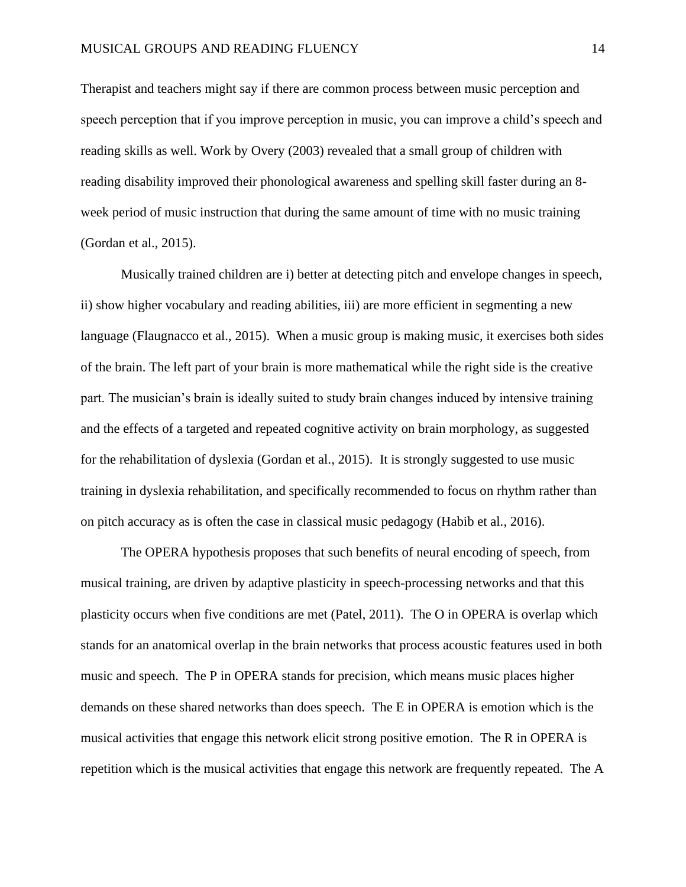Therapist and teachers might say if there are common process between music perception and speech perception that if you improve perception in music, you can improve a child's speech and reading skills as well. Work by Overy (2003) revealed that a small group of children with reading disability improved their phonological awareness and spelling skill faster during an 8-week period of music instruction that during the same amount of time with no music training (Gordan et al., 2015).

Musically trained children are i) better at detecting pitch and envelope changes in speech, ii) show higher vocabulary and reading abilities, iii) are more efficient in segmenting a new language (Flaugnacco et al., 2015). When a music group is making music, it exercises both sides of the brain. The left part of your brain is more mathematical while the right side is the creative part. The musician's brain is ideally suited to study brain changes induced by intensive training and the effects of a targeted and repeated cognitive activity on brain morphology, as suggested for the rehabilitation of dyslexia (Gordan et al., 2015). It is strongly suggested to use music training in dyslexia rehabilitation, and specifically recommended to focus on rhythm rather than on pitch accuracy as is often the case in classical music pedagogy (Habib et al., 2016).

The OPERA hypothesis proposes that such benefits of neural encoding of speech, from musical training, are driven by adaptive plasticity in speech-processing networks and that this plasticity occurs when five conditions are met (Patel, 2011). The O in OPERA is overlap which stands for an anatomical overlap in the brain networks that process acoustic features used in both music and speech. The P in OPERA stands for precision, which means music places higher demands on these shared networks than does speech. The E in OPERA is emotion which is the musical activities that engage this network elicit strong positive emotion. The R in OPERA is repetition which is the musical activities that engage this network are frequently repeated. The A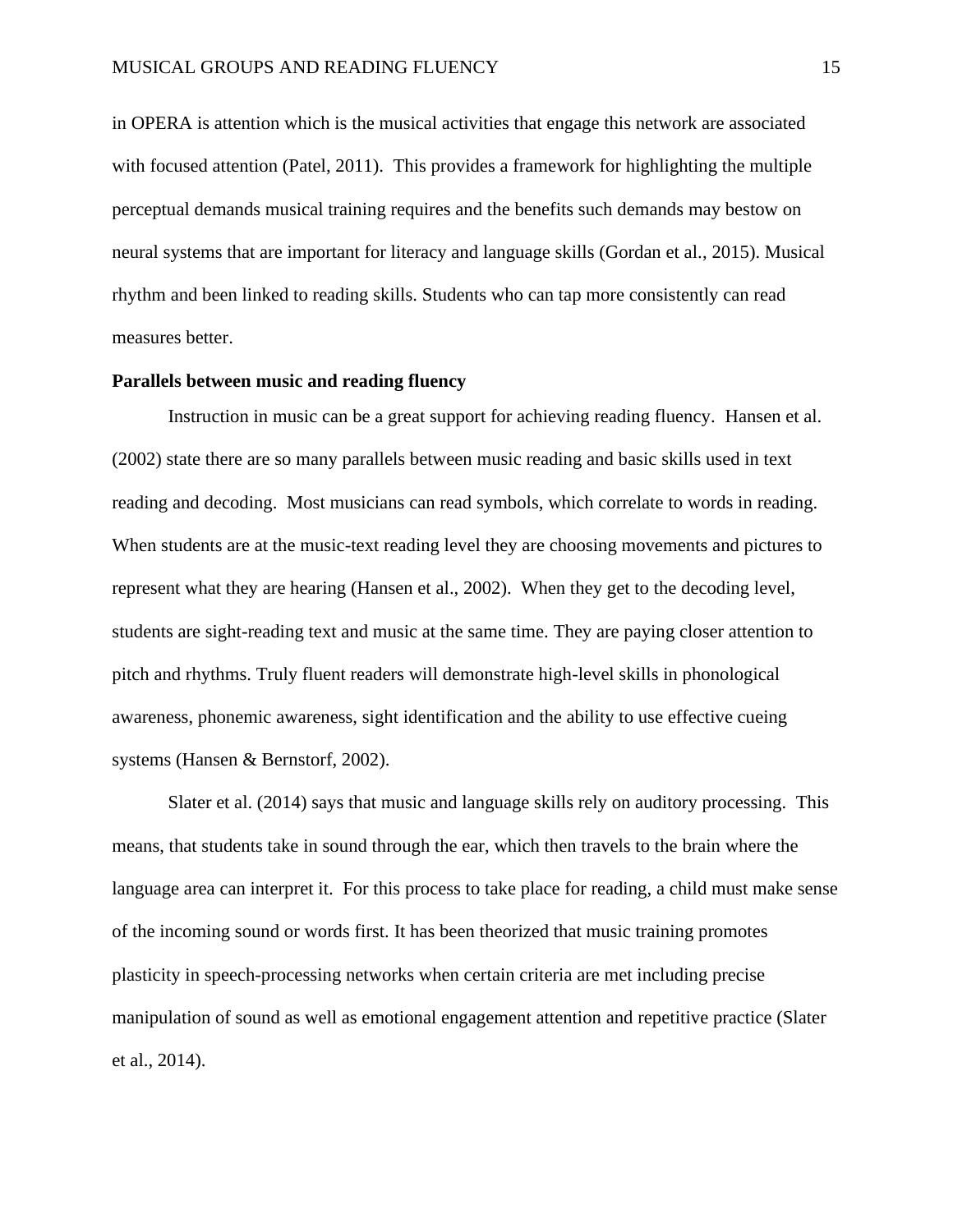in OPERA is attention which is the musical activities that engage this network are associated with focused attention (Patel, 2011). This provides a framework for highlighting the multiple perceptual demands musical training requires and the benefits such demands may bestow on neural systems that are important for literacy and language skills (Gordan et al., 2015). Musical rhythm and been linked to reading skills. Students who can tap more consistently can read measures better.

**Parallels between music and reading fluency**

Instruction in music can be a great support for achieving reading fluency. Hansen et al. (2002) state there are so many parallels between music reading and basic skills used in text reading and decoding. Most musicians can read symbols, which correlate to words in reading. When students are at the music-text reading level they are choosing movements and pictures to represent what they are hearing (Hansen et al., 2002). When they get to the decoding level, students are sight-reading text and music at the same time. They are paying closer attention to pitch and rhythms. Truly fluent readers will demonstrate high-level skills in phonological awareness, phonemic awareness, sight identification and the ability to use effective cueing systems (Hansen & Bernstorf, 2002).

Slater et al. (2014) says that music and language skills rely on auditory processing. This means, that students take in sound through the ear, which then travels to the brain where the language area can interpret it. For this process to take place for reading, a child must make sense of the incoming sound or words first. It has been theorized that music training promotes plasticity in speech-processing networks when certain criteria are met including precise manipulation of sound as well as emotional engagement attention and repetitive practice (Slater et al., 2014).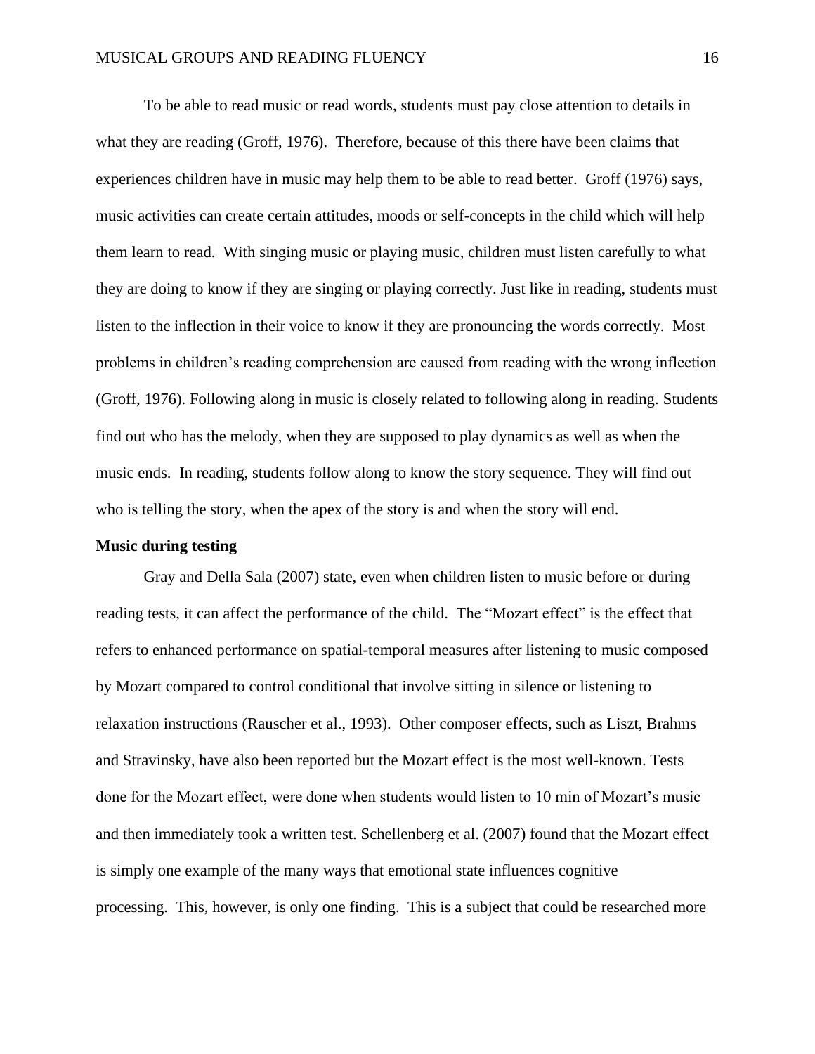To be able to read music or read words, students must pay close attention to details in what they are reading (Groff, 1976). Therefore, because of this there have been claims that experiences children have in music may help them to be able to read better. Groff (1976) says, music activities can create certain attitudes, moods or self-concepts in the child which will help them learn to read. With singing music or playing music, children must listen carefully to what they are doing to know if they are singing or playing correctly. Just like in reading, students must listen to the inflection in their voice to know if they are pronouncing the words correctly. Most problems in children's reading comprehension are caused from reading with the wrong inflection (Groff, 1976). Following along in music is closely related to following along in reading. Students find out who has the melody, when they are supposed to play dynamics as well as when the music ends. In reading, students follow along to know the story sequence. They will find out who is telling the story, when the apex of the story is and when the story will end.

**Music during testing**

Gray and Della Sala (2007) state, even when children listen to music before or during reading tests, it can affect the performance of the child. The "Mozart effect" is the effect that refers to enhanced performance on spatial-temporal measures after listening to music composed by Mozart compared to control conditional that involve sitting in silence or listening to relaxation instructions (Rauscher et al., 1993). Other composer effects, such as Liszt, Brahms and Stravinsky, have also been reported but the Mozart effect is the most well-known. Tests done for the Mozart effect, were done when students would listen to 10 min of Mozart's music and then immediately took a written test. Schellenberg et al. (2007) found that the Mozart effect is simply one example of the many ways that emotional state influences cognitive processing. This, however, is only one finding. This is a subject that could be researched more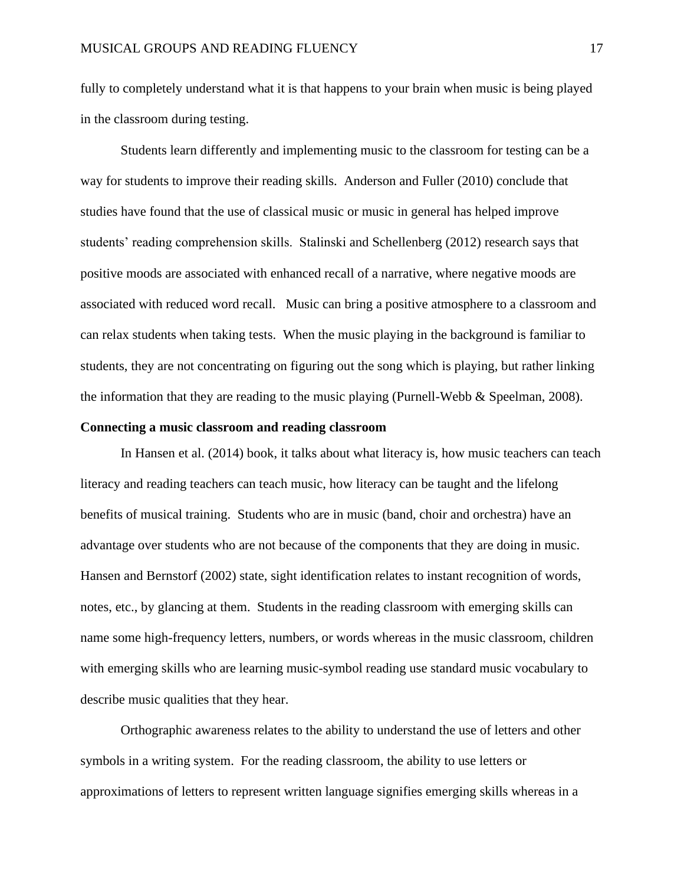fully to completely understand what it is that happens to your brain when music is being played in the classroom during testing.

Students learn differently and implementing music to the classroom for testing can be a way for students to improve their reading skills. Anderson and Fuller (2010) conclude that studies have found that the use of classical music or music in general has helped improve students' reading comprehension skills. Stalinski and Schellenberg (2012) research says that positive moods are associated with enhanced recall of a narrative, where negative moods are associated with reduced word recall. Music can bring a positive atmosphere to a classroom and can relax students when taking tests. When the music playing in the background is familiar to students, they are not concentrating on figuring out the song which is playing, but rather linking the information that they are reading to the music playing (Purnell-Webb & Speelman, 2008).

**Connecting a music classroom and reading classroom**

In Hansen et al. (2014) book, it talks about what literacy is, how music teachers can teach literacy and reading teachers can teach music, how literacy can be taught and the lifelong benefits of musical training. Students who are in music (band, choir and orchestra) have an advantage over students who are not because of the components that they are doing in music. Hansen and Bernstorf (2002) state, sight identification relates to instant recognition of words, notes, etc., by glancing at them. Students in the reading classroom with emerging skills can name some high-frequency letters, numbers, or words whereas in the music classroom, children with emerging skills who are learning music-symbol reading use standard music vocabulary to describe music qualities that they hear.

Orthographic awareness relates to the ability to understand the use of letters and other symbols in a writing system. For the reading classroom, the ability to use letters or approximations of letters to represent written language signifies emerging skills whereas in a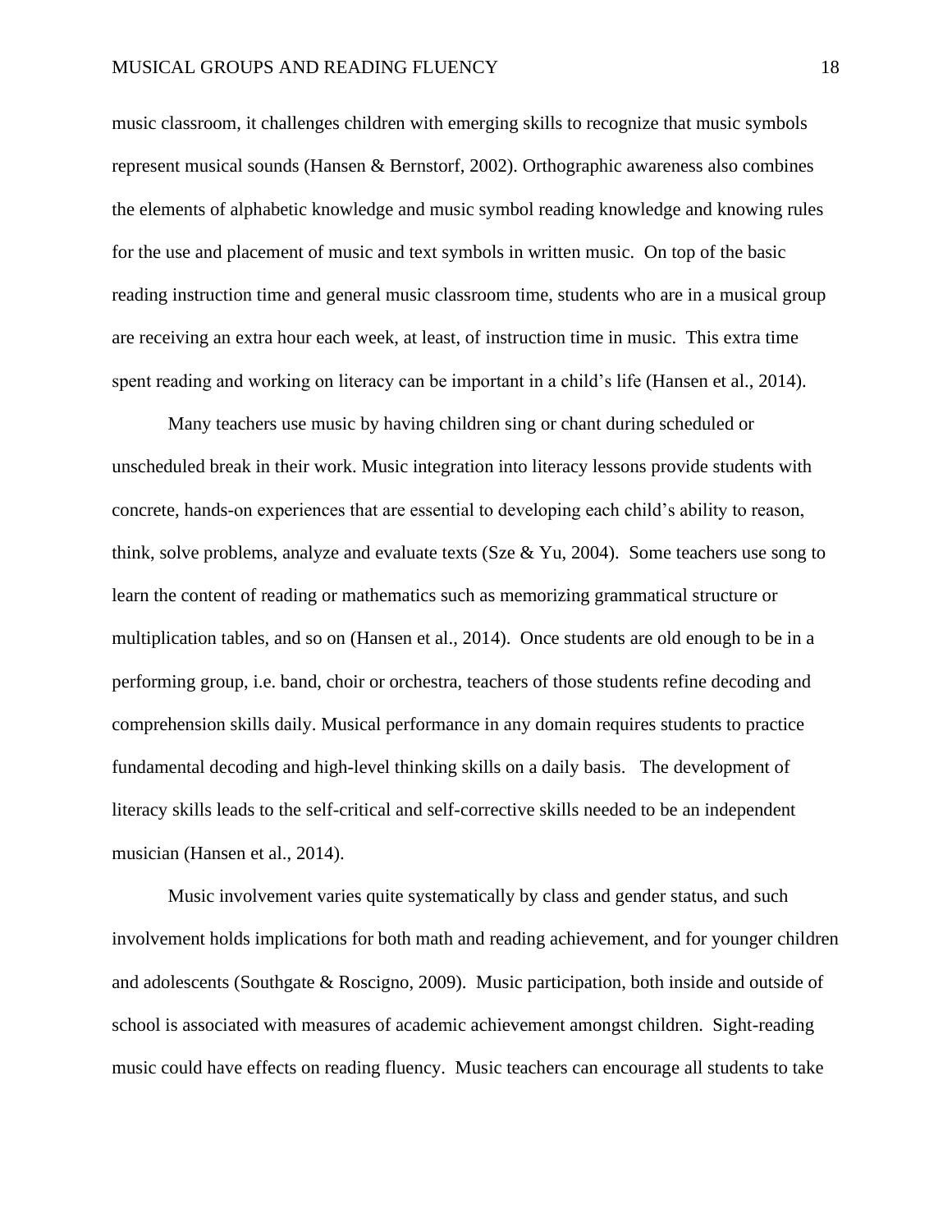music classroom, it challenges children with emerging skills to recognize that music symbols represent musical sounds (Hansen & Bernstorf, 2002). Orthographic awareness also combines the elements of alphabetic knowledge and music symbol reading knowledge and knowing rules for the use and placement of music and text symbols in written music. On top of the basic reading instruction time and general music classroom time, students who are in a musical group are receiving an extra hour each week, at least, of instruction time in music. This extra time spent reading and working on literacy can be important in a child's life (Hansen et al., 2014).

Many teachers use music by having children sing or chant during scheduled or unscheduled break in their work. Music integration into literacy lessons provide students with concrete, hands-on experiences that are essential to developing each child's ability to reason, think, solve problems, analyze and evaluate texts (Sze & Yu, 2004). Some teachers use song to learn the content of reading or mathematics such as memorizing grammatical structure or multiplication tables, and so on (Hansen et al., 2014). Once students are old enough to be in a performing group, i.e. band, choir or orchestra, teachers of those students refine decoding and comprehension skills daily. Musical performance in any domain requires students to practice fundamental decoding and high-level thinking skills on a daily basis. The development of literacy skills leads to the self-critical and self-corrective skills needed to be an independent musician (Hansen et al., 2014).

Music involvement varies quite systematically by class and gender status, and such involvement holds implications for both math and reading achievement, and for younger children and adolescents (Southgate & Roscigno, 2009). Music participation, both inside and outside of school is associated with measures of academic achievement amongst children. Sight-reading music could have effects on reading fluency. Music teachers can encourage all students to take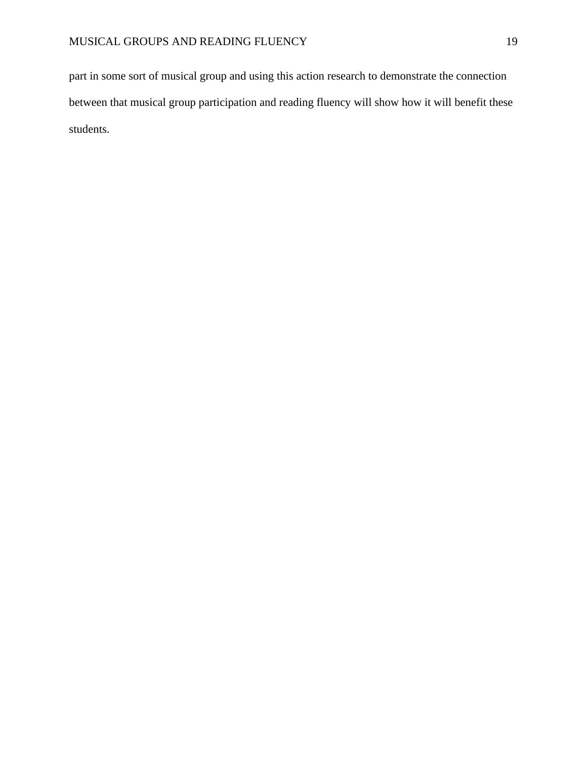part in some sort of musical group and using this action research to demonstrate the connection between that musical group participation and reading fluency will show how it will benefit these students.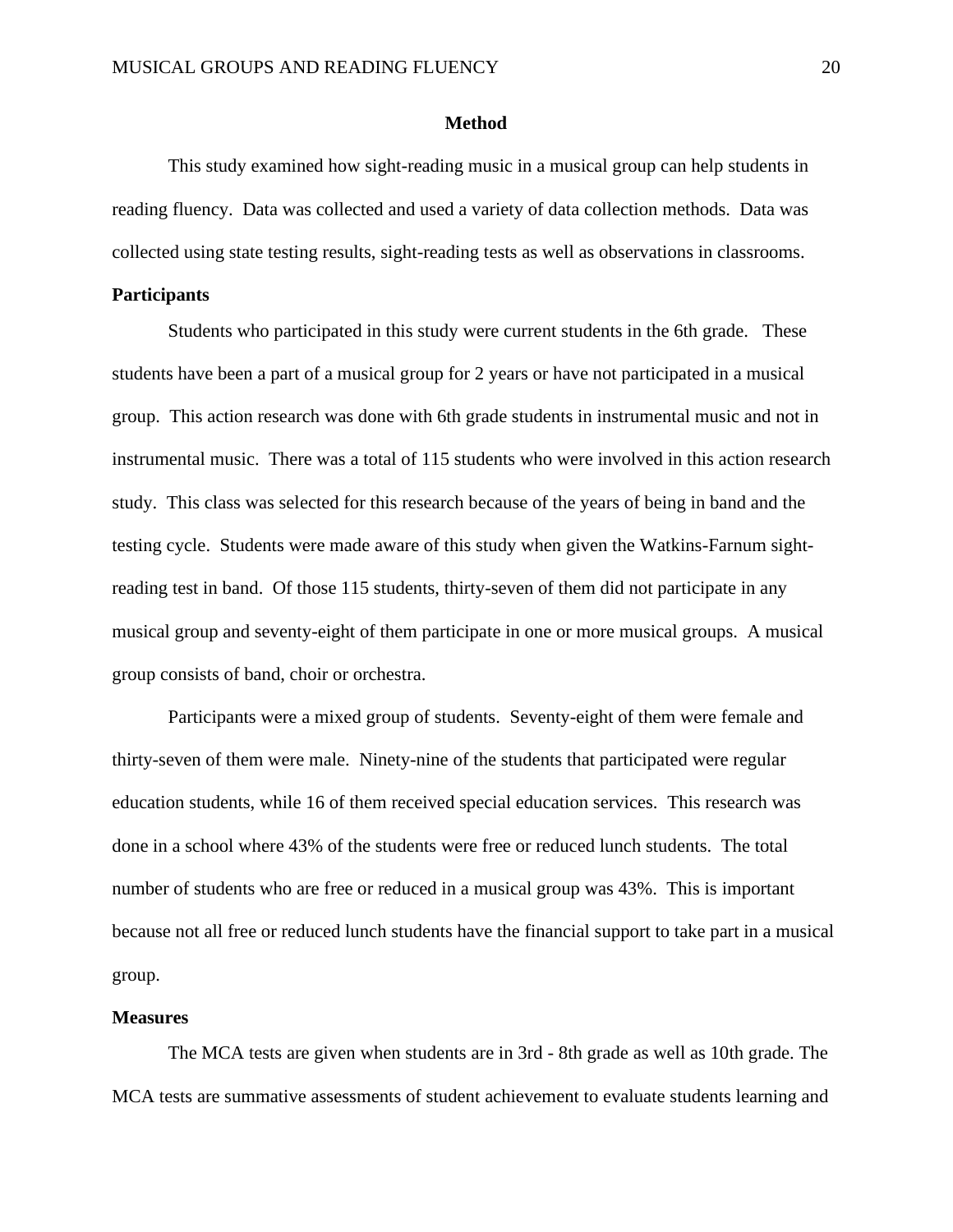## Method

This study examined how sight-reading music in a musical group can help students in reading fluency. Data was collected and used a variety of data collection methods. Data was collected using state testing results, sight-reading tests as well as observations in classrooms.

### Participants

Students who participated in this study were current students in the 6th grade. These students have been a part of a musical group for 2 years or have not participated in a musical group. This action research was done with 6th grade students in instrumental music and not in instrumental music. There was a total of 115 students who were involved in this action research study. This class was selected for this research because of the years of being in band and the testing cycle. Students were made aware of this study when given the Watkins-Farnum sight-reading test in band. Of those 115 students, thirty-seven of them did not participate in any musical group and seventy-eight of them participate in one or more musical groups. A musical group consists of band, choir or orchestra.

Participants were a mixed group of students. Seventy-eight of them were female and thirty-seven of them were male. Ninety-nine of the students that participated were regular education students, while 16 of them received special education services. This research was done in a school where 43% of the students were free or reduced lunch students. The total number of students who are free or reduced in a musical group was 43%. This is important because not all free or reduced lunch students have the financial support to take part in a musical group.

### Measures

The MCA tests are given when students are in 3rd - 8th grade as well as 10th grade. The MCA tests are summative assessments of student achievement to evaluate students learning and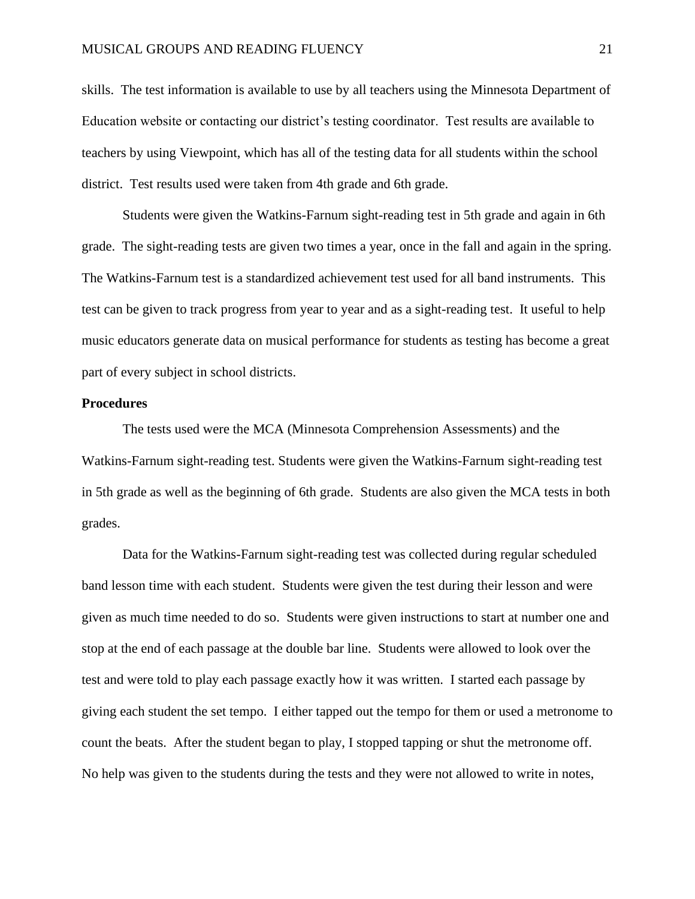skills. The test information is available to use by all teachers using the Minnesota Department of Education website or contacting our district's testing coordinator. Test results are available to teachers by using Viewpoint, which has all of the testing data for all students within the school district. Test results used were taken from 4th grade and 6th grade.

Students were given the Watkins-Farnum sight-reading test in 5th grade and again in 6th grade. The sight-reading tests are given two times a year, once in the fall and again in the spring. The Watkins-Farnum test is a standardized achievement test used for all band instruments. This test can be given to track progress from year to year and as a sight-reading test. It useful to help music educators generate data on musical performance for students as testing has become a great part of every subject in school districts.

**Procedures**

The tests used were the MCA (Minnesota Comprehension Assessments) and the Watkins-Farnum sight-reading test. Students were given the Watkins-Farnum sight-reading test in 5th grade as well as the beginning of 6th grade. Students are also given the MCA tests in both grades.

Data for the Watkins-Farnum sight-reading test was collected during regular scheduled band lesson time with each student. Students were given the test during their lesson and were given as much time needed to do so. Students were given instructions to start at number one and stop at the end of each passage at the double bar line. Students were allowed to look over the test and were told to play each passage exactly how it was written. I started each passage by giving each student the set tempo. I either tapped out the tempo for them or used a metronome to count the beats. After the student began to play, I stopped tapping or shut the metronome off. No help was given to the students during the tests and they were not allowed to write in notes,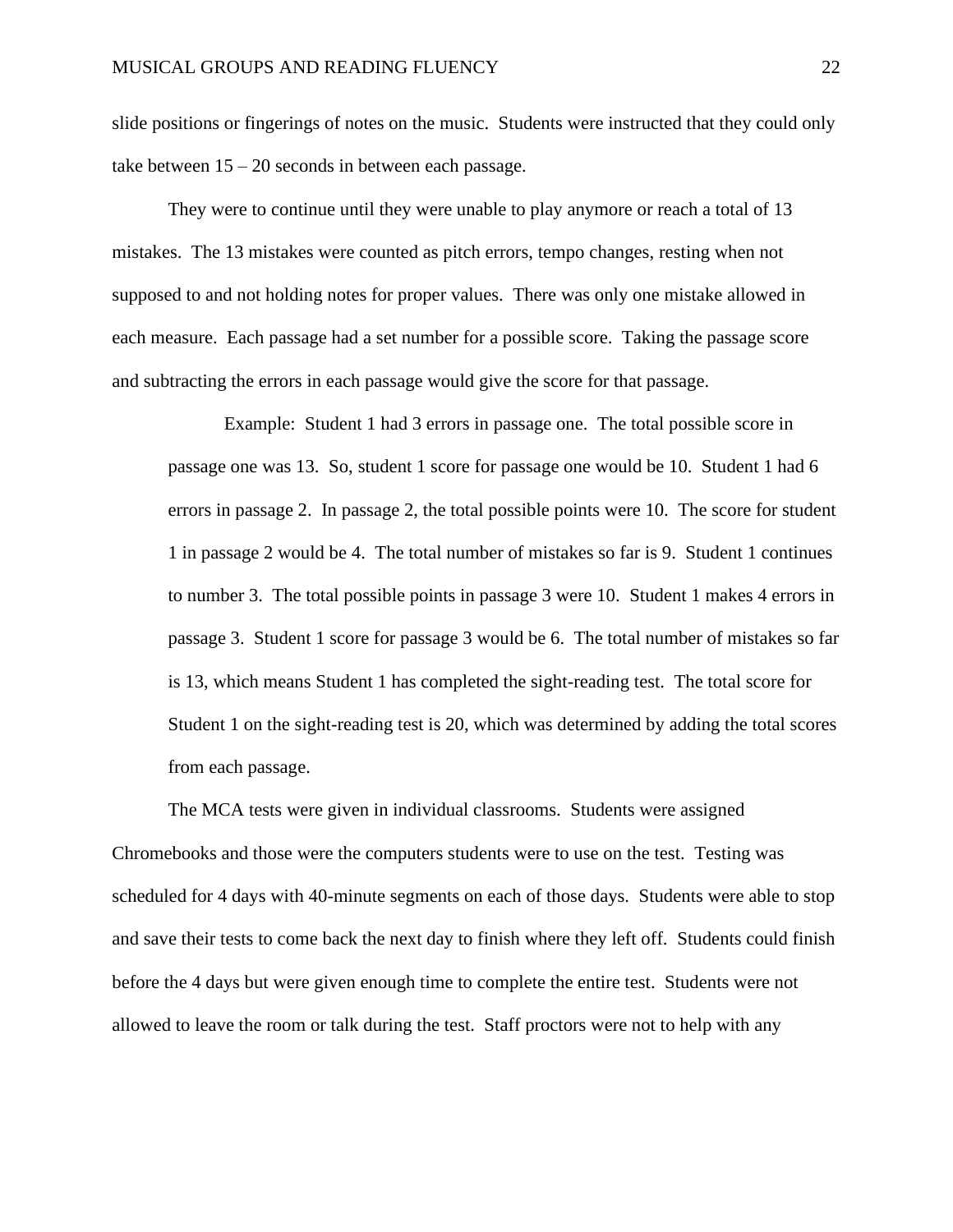slide positions or fingerings of notes on the music. Students were instructed that they could only take between 15 – 20 seconds in between each passage.

They were to continue until they were unable to play anymore or reach a total of 13 mistakes. The 13 mistakes were counted as pitch errors, tempo changes, resting when not supposed to and not holding notes for proper values. There was only one mistake allowed in each measure. Each passage had a set number for a possible score. Taking the passage score and subtracting the errors in each passage would give the score for that passage.

> Example: Student 1 had 3 errors in passage one. The total possible score in passage one was 13. So, student 1 score for passage one would be 10. Student 1 had 6 errors in passage 2. In passage 2, the total possible points were 10. The score for student 1 in passage 2 would be 4. The total number of mistakes so far is 9. Student 1 continues to number 3. The total possible points in passage 3 were 10. Student 1 makes 4 errors in passage 3. Student 1 score for passage 3 would be 6. The total number of mistakes so far is 13, which means Student 1 has completed the sight-reading test. The total score for Student 1 on the sight-reading test is 20, which was determined by adding the total scores from each passage.

The MCA tests were given in individual classrooms. Students were assigned Chromebooks and those were the computers students were to use on the test. Testing was scheduled for 4 days with 40-minute segments on each of those days. Students were able to stop and save their tests to come back the next day to finish where they left off. Students could finish before the 4 days but were given enough time to complete the entire test. Students were not allowed to leave the room or talk during the test. Staff proctors were not to help with any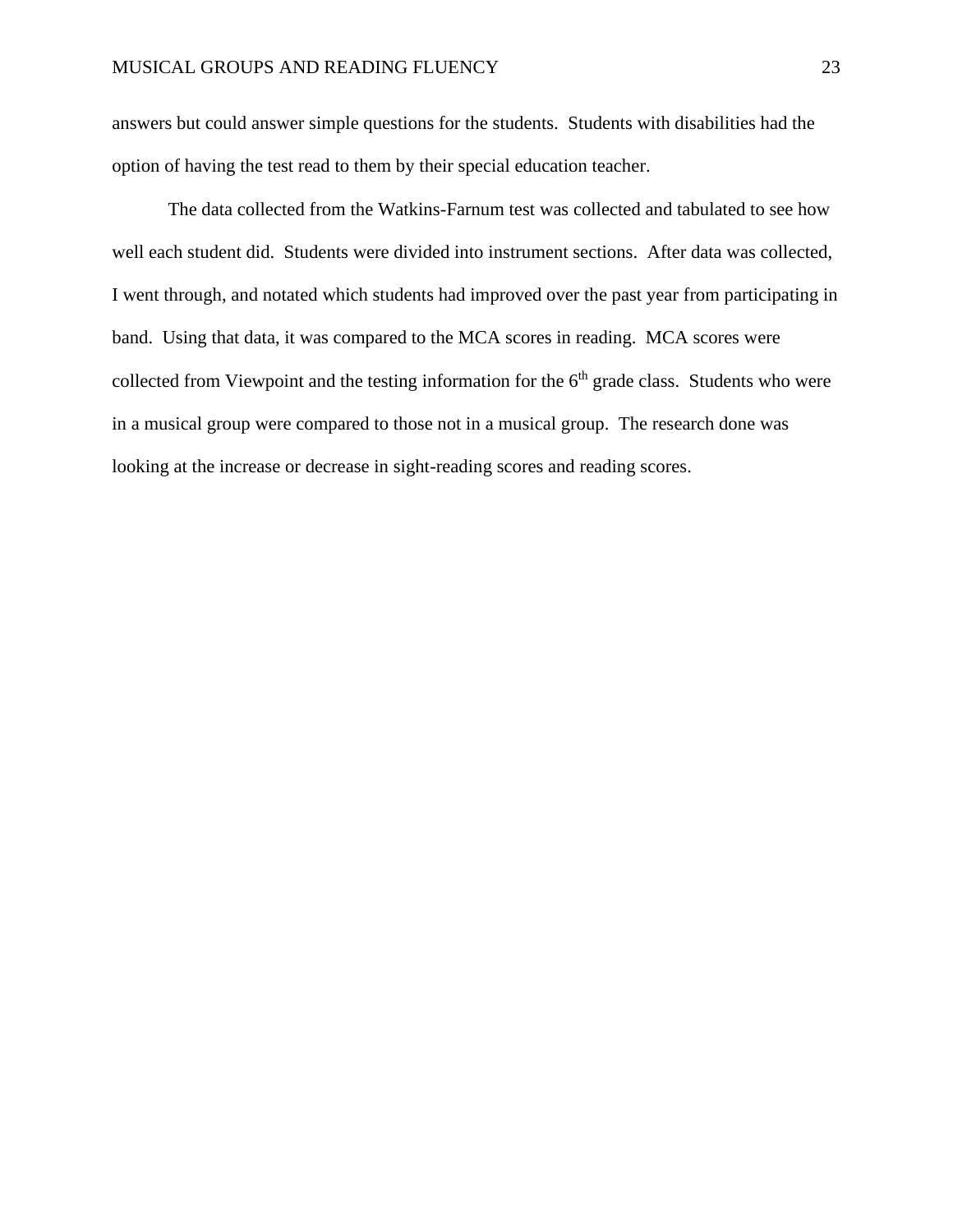answers but could answer simple questions for the students. Students with disabilities had the option of having the test read to them by their special education teacher.

The data collected from the Watkins-Farnum test was collected and tabulated to see how well each student did. Students were divided into instrument sections. After data was collected, I went through, and notated which students had improved over the past year from participating in band. Using that data, it was compared to the MCA scores in reading. MCA scores were collected from Viewpoint and the testing information for the 6th grade class. Students who were in a musical group were compared to those not in a musical group. The research done was looking at the increase or decrease in sight-reading scores and reading scores.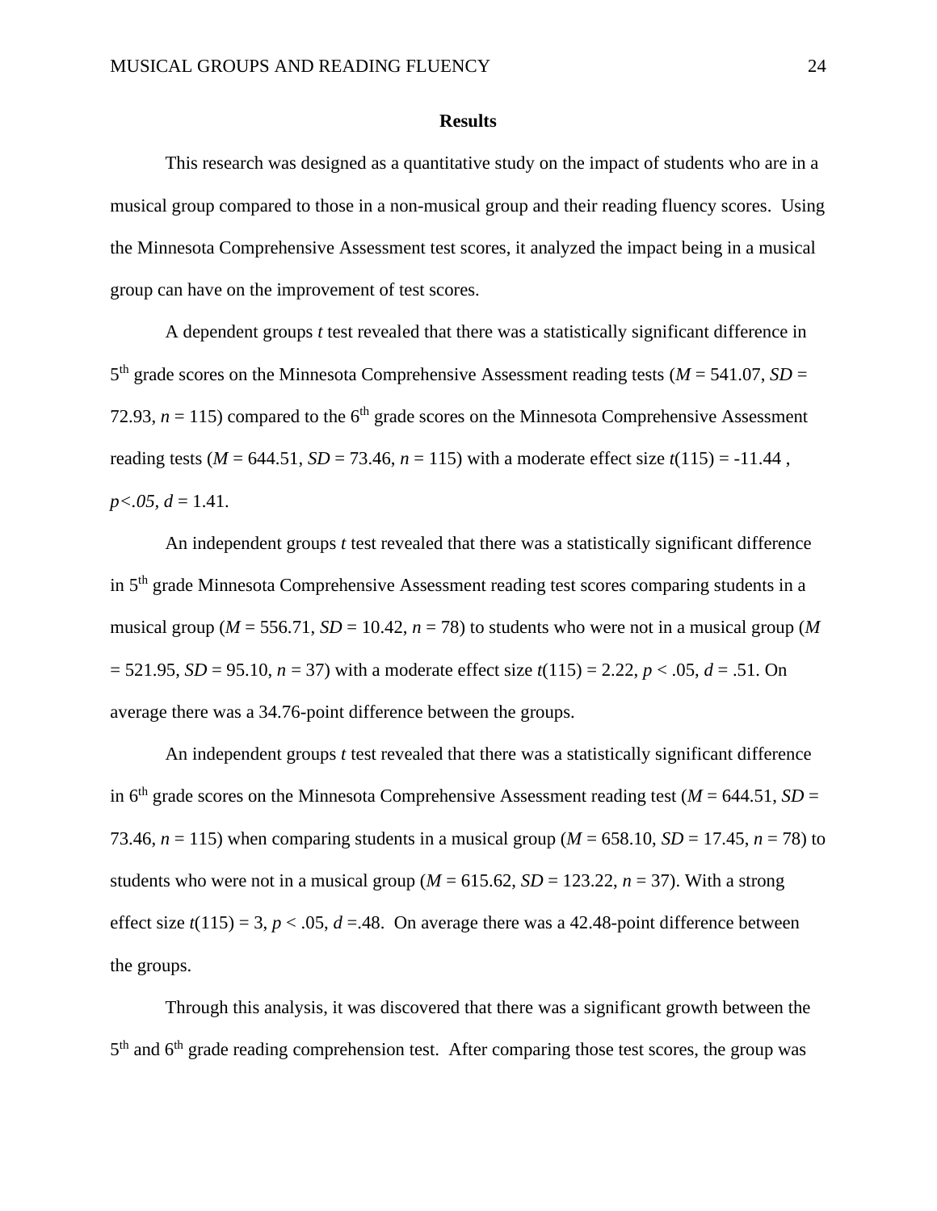**Results**

This research was designed as a quantitative study on the impact of students who are in a musical group compared to those in a non-musical group and their reading fluency scores. Using the Minnesota Comprehensive Assessment test scores, it analyzed the impact being in a musical group can have on the improvement of test scores.

A dependent groups *t* test revealed that there was a statistically significant difference in 5th grade scores on the Minnesota Comprehensive Assessment reading tests ($M$ = 541.07, $SD$ = 72.93, $n$ = 115) compared to the 6th grade scores on the Minnesota Comprehensive Assessment reading tests ($M$ = 644.51, $SD$ = 73.46, $n$ = 115) with a moderate effect size $t(115) = -11.44$ , $p<.05$, $d$ = 1.41.

An independent groups *t* test revealed that there was a statistically significant difference in 5th grade Minnesota Comprehensive Assessment reading test scores comparing students in a musical group ($M$ = 556.71, $SD$ = 10.42, $n$ = 78) to students who were not in a musical group ($M$ = 521.95, $SD$ = 95.10, $n$ = 37) with a moderate effect size $t(115) = 2.22$, $p < .05$, $d$ = .51. On average there was a 34.76-point difference between the groups.

An independent groups *t* test revealed that there was a statistically significant difference in 6th grade scores on the Minnesota Comprehensive Assessment reading test ($M$ = 644.51, $SD$ = 73.46, $n$ = 115) when comparing students in a musical group ($M$ = 658.10, $SD$ = 17.45, $n$ = 78) to students who were not in a musical group ($M$ = 615.62, $SD$ = 123.22, $n$ = 37). With a strong effect size $t(115) = 3$, $p < .05$, $d$ =.48. On average there was a 42.48-point difference between the groups.

Through this analysis, it was discovered that there was a significant growth between the 5th and 6th grade reading comprehension test. After comparing those test scores, the group was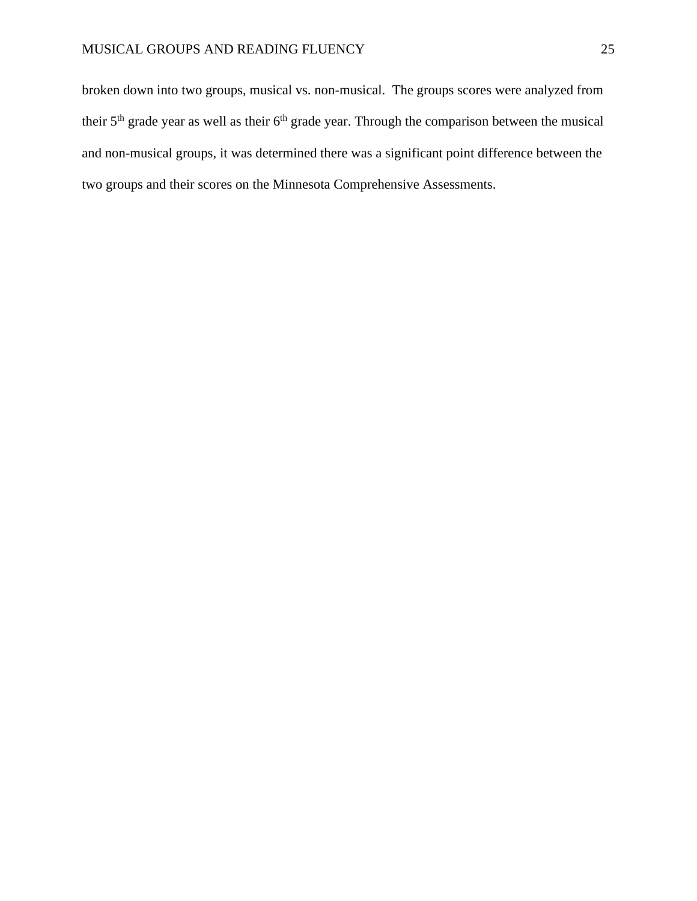broken down into two groups, musical vs. non-musical. The groups scores were analyzed from their 5th grade year as well as their 6th grade year. Through the comparison between the musical and non-musical groups, it was determined there was a significant point difference between the two groups and their scores on the Minnesota Comprehensive Assessments.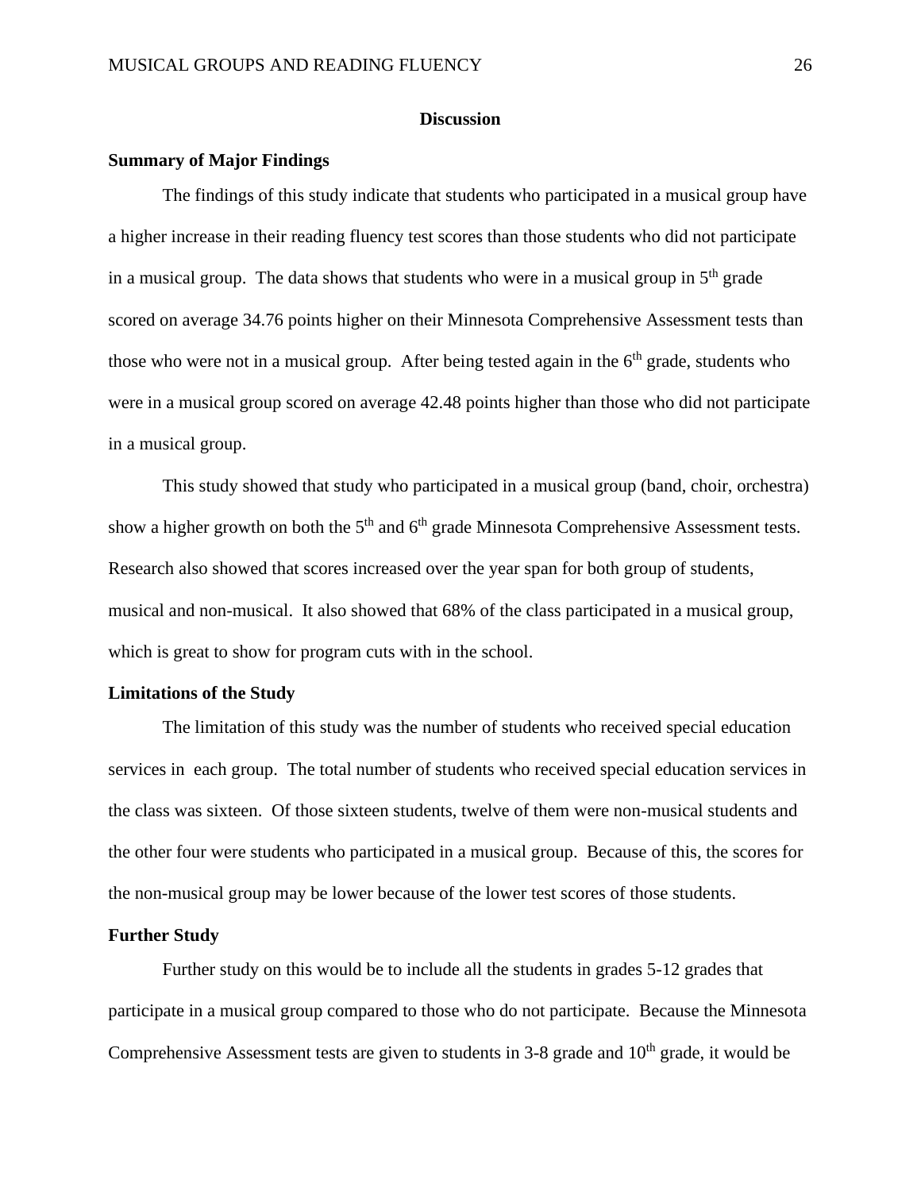# Discussion

## Summary of Major Findings

The findings of this study indicate that students who participated in a musical group have a higher increase in their reading fluency test scores than those students who did not participate in a musical group. The data shows that students who were in a musical group in 5$^{th}$ grade scored on average 34.76 points higher on their Minnesota Comprehensive Assessment tests than those who were not in a musical group. After being tested again in the 6$^{th}$ grade, students who were in a musical group scored on average 42.48 points higher than those who did not participate in a musical group.

This study showed that study who participated in a musical group (band, choir, orchestra) show a higher growth on both the 5$^{th}$ and 6$^{th}$ grade Minnesota Comprehensive Assessment tests. Research also showed that scores increased over the year span for both group of students, musical and non-musical. It also showed that 68% of the class participated in a musical group, which is great to show for program cuts with in the school.

## Limitations of the Study

The limitation of this study was the number of students who received special education services in each group. The total number of students who received special education services in the class was sixteen. Of those sixteen students, twelve of them were non-musical students and the other four were students who participated in a musical group. Because of this, the scores for the non-musical group may be lower because of the lower test scores of those students.

## Further Study

Further study on this would be to include all the students in grades 5-12 grades that participate in a musical group compared to those who do not participate. Because the Minnesota Comprehensive Assessment tests are given to students in 3-8 grade and 10$^{th}$ grade, it would be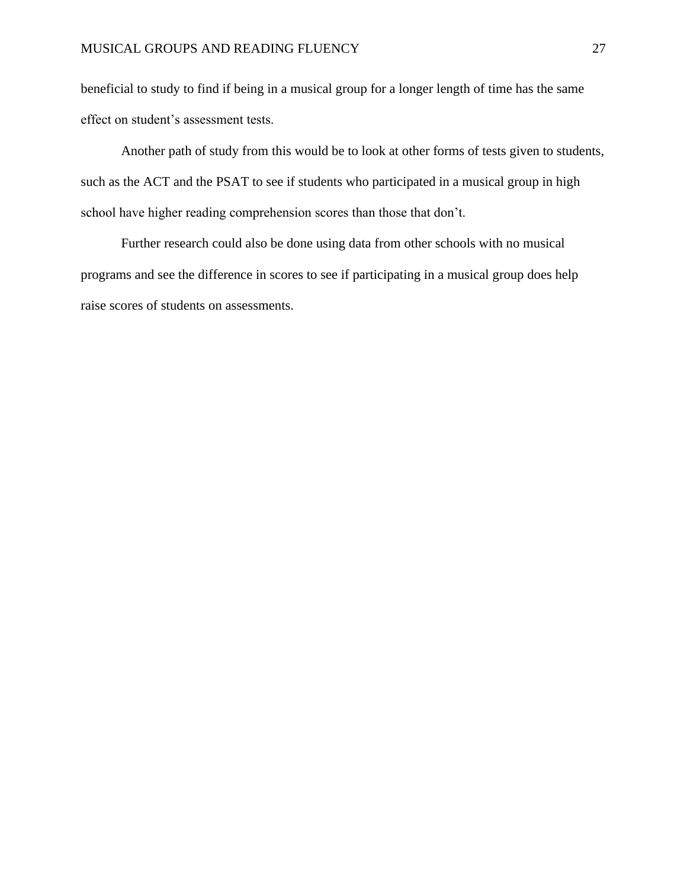beneficial to study to find if being in a musical group for a longer length of time has the same effect on student’s assessment tests.

Another path of study from this would be to look at other forms of tests given to students, such as the ACT and the PSAT to see if students who participated in a musical group in high school have higher reading comprehension scores than those that don’t.

Further research could also be done using data from other schools with no musical programs and see the difference in scores to see if participating in a musical group does help raise scores of students on assessments.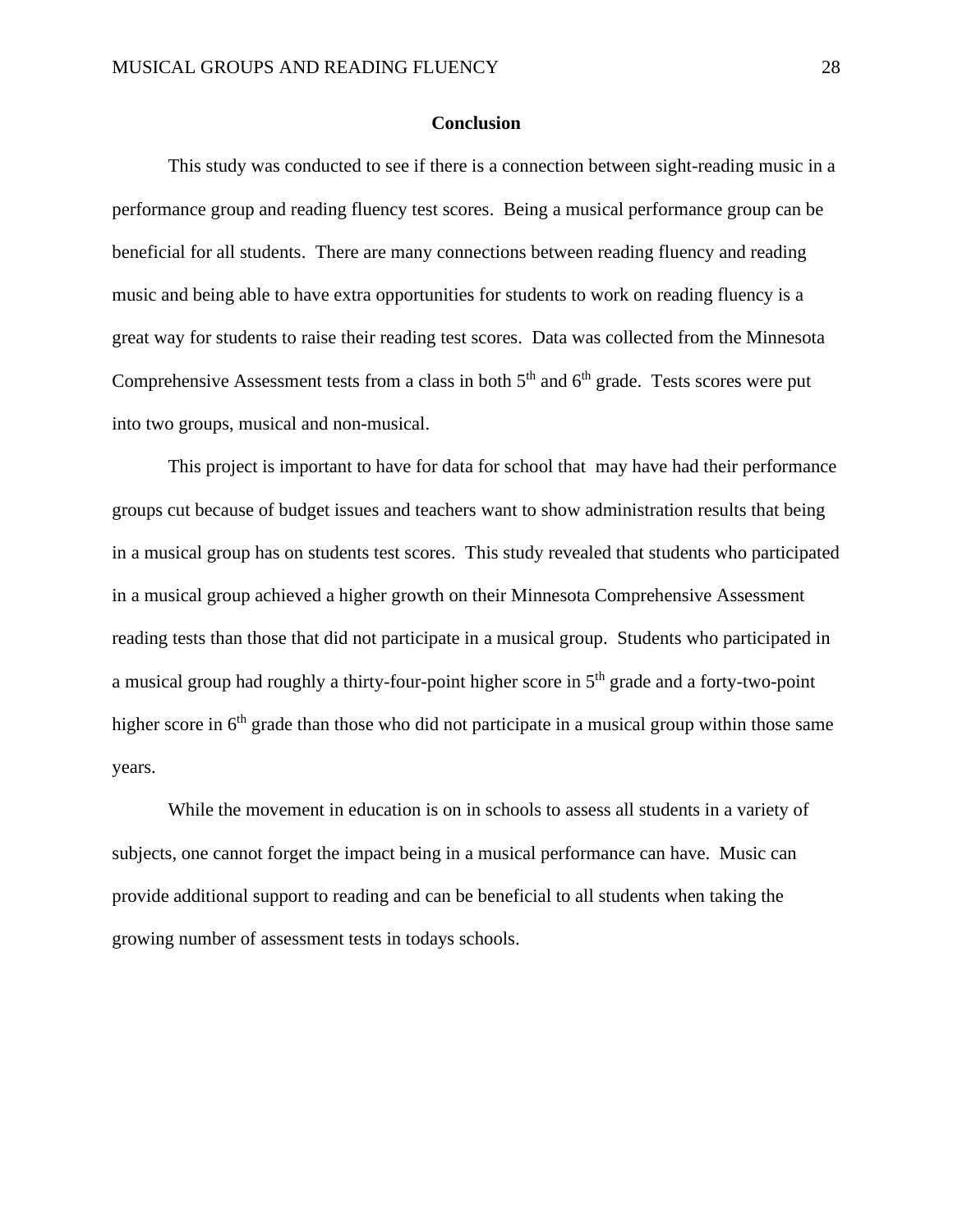## Conclusion

This study was conducted to see if there is a connection between sight-reading music in a performance group and reading fluency test scores. Being a musical performance group can be beneficial for all students. There are many connections between reading fluency and reading music and being able to have extra opportunities for students to work on reading fluency is a great way for students to raise their reading test scores. Data was collected from the Minnesota Comprehensive Assessment tests from a class in both 5th and 6th grade. Tests scores were put into two groups, musical and non-musical.

This project is important to have for data for school that may have had their performance groups cut because of budget issues and teachers want to show administration results that being in a musical group has on students test scores. This study revealed that students who participated in a musical group achieved a higher growth on their Minnesota Comprehensive Assessment reading tests than those that did not participate in a musical group. Students who participated in a musical group had roughly a thirty-four-point higher score in 5th grade and a forty-two-point higher score in 6th grade than those who did not participate in a musical group within those same years.

While the movement in education is on in schools to assess all students in a variety of subjects, one cannot forget the impact being in a musical performance can have. Music can provide additional support to reading and can be beneficial to all students when taking the growing number of assessment tests in todays schools.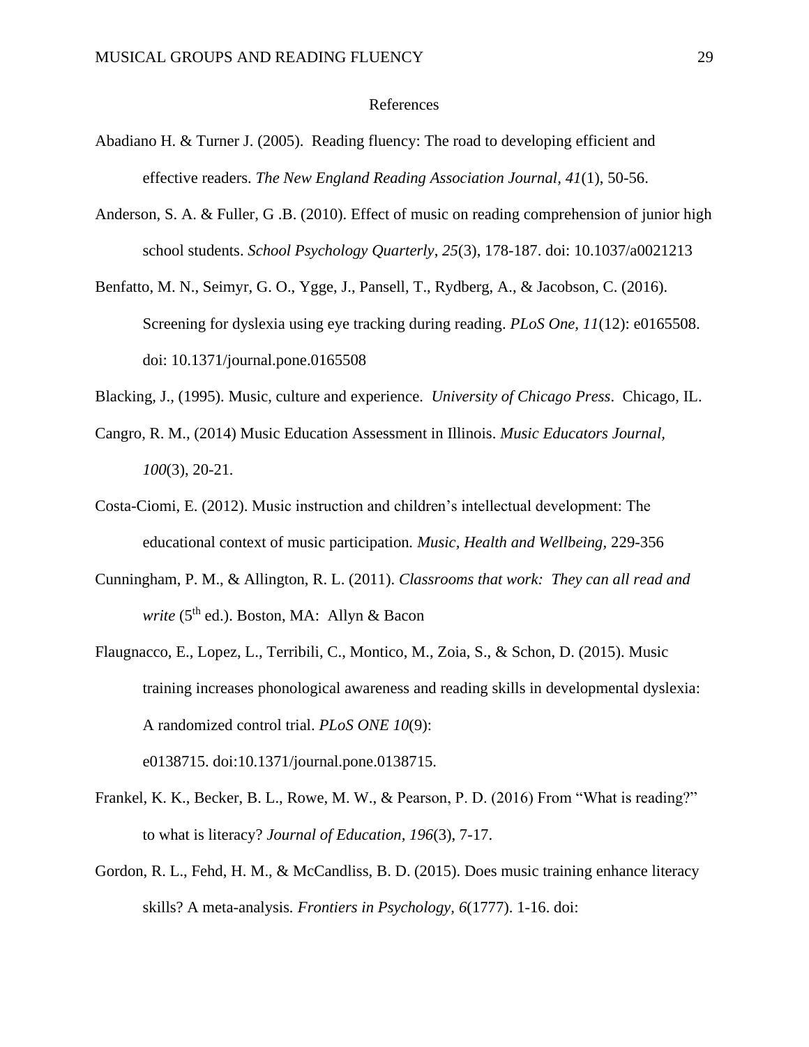# References

Abadiano H. & Turner J. (2005). Reading fluency: The road to developing efficient and effective readers. *The New England Reading Association Journal, 41*(1), 50-56.

Anderson, S. A. & Fuller, G .B. (2010). Effect of music on reading comprehension of junior high school students. *School Psychology Quarterly*, *25*(3), 178-187. doi: 10.1037/a0021213

Benfatto, M. N., Seimyr, G. O., Ygge, J., Pansell, T., Rydberg, A., & Jacobson, C. (2016). Screening for dyslexia using eye tracking during reading. *PLoS One, 11*(12): e0165508. doi: 10.1371/journal.pone.0165508

Blacking, J., (1995). Music, culture and experience. *University of Chicago Press*. Chicago, IL.

Cangro, R. M., (2014) Music Education Assessment in Illinois. *Music Educators Journal*, *100*(3), 20-21.

Costa-Ciomi, E. (2012). Music instruction and children's intellectual development: The educational context of music participation. *Music, Health and Wellbeing,* 229-356

Cunningham, P. M., & Allington, R. L. (2011). *Classrooms that work: They can all read and write* (5th ed.). Boston, MA: Allyn & Bacon

Flaugnacco, E., Lopez, L., Terribili, C., Montico, M., Zoia, S., & Schon, D. (2015). Music training increases phonological awareness and reading skills in developmental dyslexia: A randomized control trial. *PLoS ONE 10*(9): e0138715. doi:10.1371/journal.pone.0138715.

Frankel, K. K., Becker, B. L., Rowe, M. W., & Pearson, P. D. (2016) From "What is reading?" to what is literacy? *Journal of Education*, *196*(3), 7-17.

Gordon, R. L., Fehd, H. M., & McCandliss, B. D. (2015). Does music training enhance literacy skills? A meta-analysis. *Frontiers in Psychology, 6*(1777). 1-16. doi: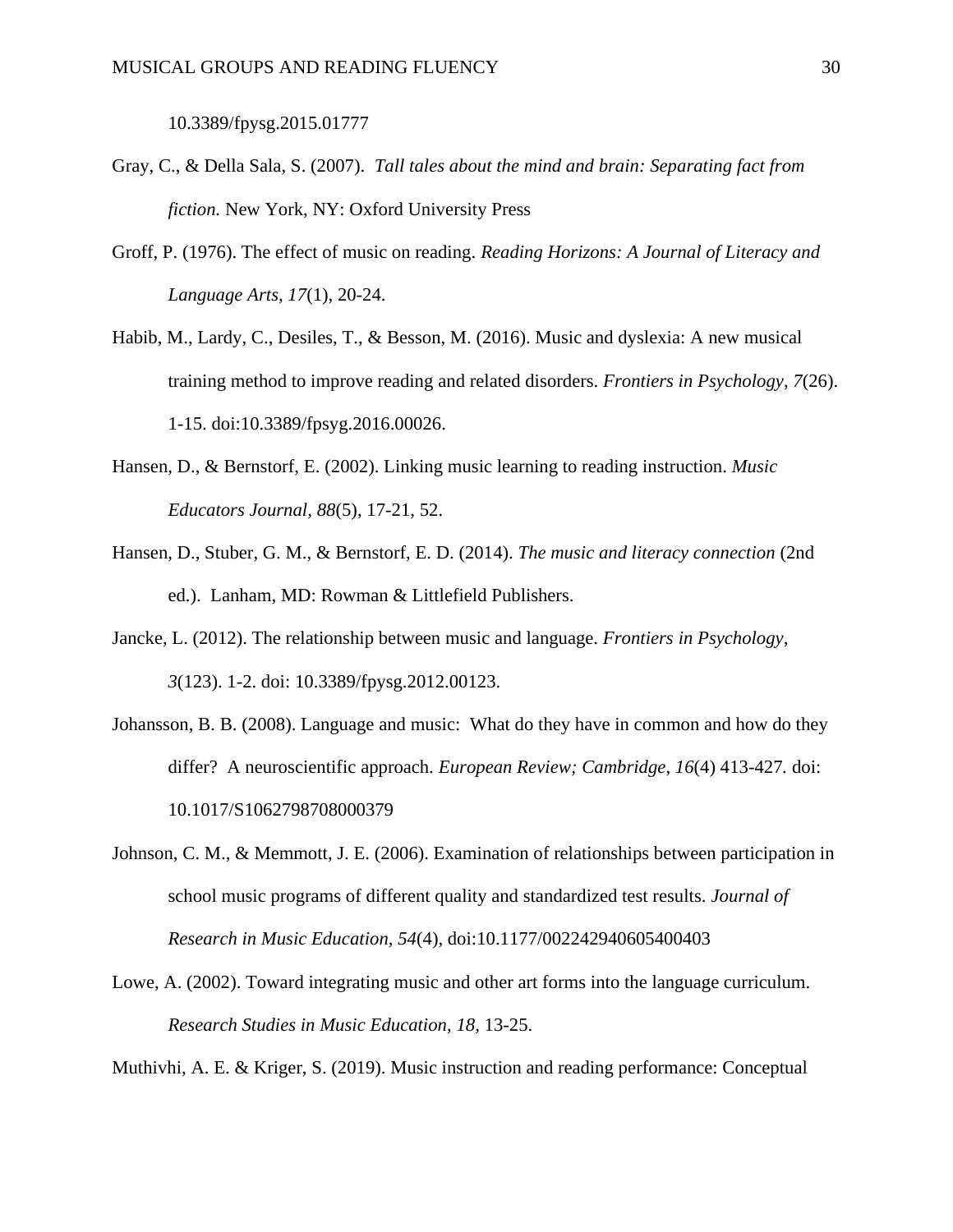10.3389/fpysg.2015.01777

Gray, C., & Della Sala, S. (2007). *Tall tales about the mind and brain: Separating fact from fiction.* New York, NY: Oxford University Press

Groff, P. (1976). The effect of music on reading. *Reading Horizons: A Journal of Literacy and Language Arts, 17*(1), 20-24.

Habib, M., Lardy, C., Desiles, T., & Besson, M. (2016). Music and dyslexia: A new musical training method to improve reading and related disorders. *Frontiers in Psychology*, *7*(26). 1-15. doi:10.3389/fpsyg.2016.00026.

Hansen, D., & Bernstorf, E. (2002). Linking music learning to reading instruction. *Music Educators Journal*, *88*(5), 17-21, 52.

Hansen, D., Stuber, G. M., & Bernstorf, E. D. (2014). *The music and literacy connection* (2nd ed.). Lanham, MD: Rowman & Littlefield Publishers.

Jancke, L. (2012). The relationship between music and language. *Frontiers in Psychology*, *3*(123). 1-2. doi: 10.3389/fpysg.2012.00123.

Johansson, B. B. (2008). Language and music: What do they have in common and how do they differ? A neuroscientific approach. *European Review; Cambridge, 16*(4) 413-427. doi: 10.1017/S1062798708000379

Johnson, C. M., & Memmott, J. E. (2006). Examination of relationships between participation in school music programs of different quality and standardized test results. *Journal of Research in Music Education, 54*(4), doi:10.1177/002242940605400403

Lowe, A. (2002). Toward integrating music and other art forms into the language curriculum. *Research Studies in Music Education, 18,* 13-25.

Muthivhi, A. E. & Kriger, S. (2019). Music instruction and reading performance: Conceptual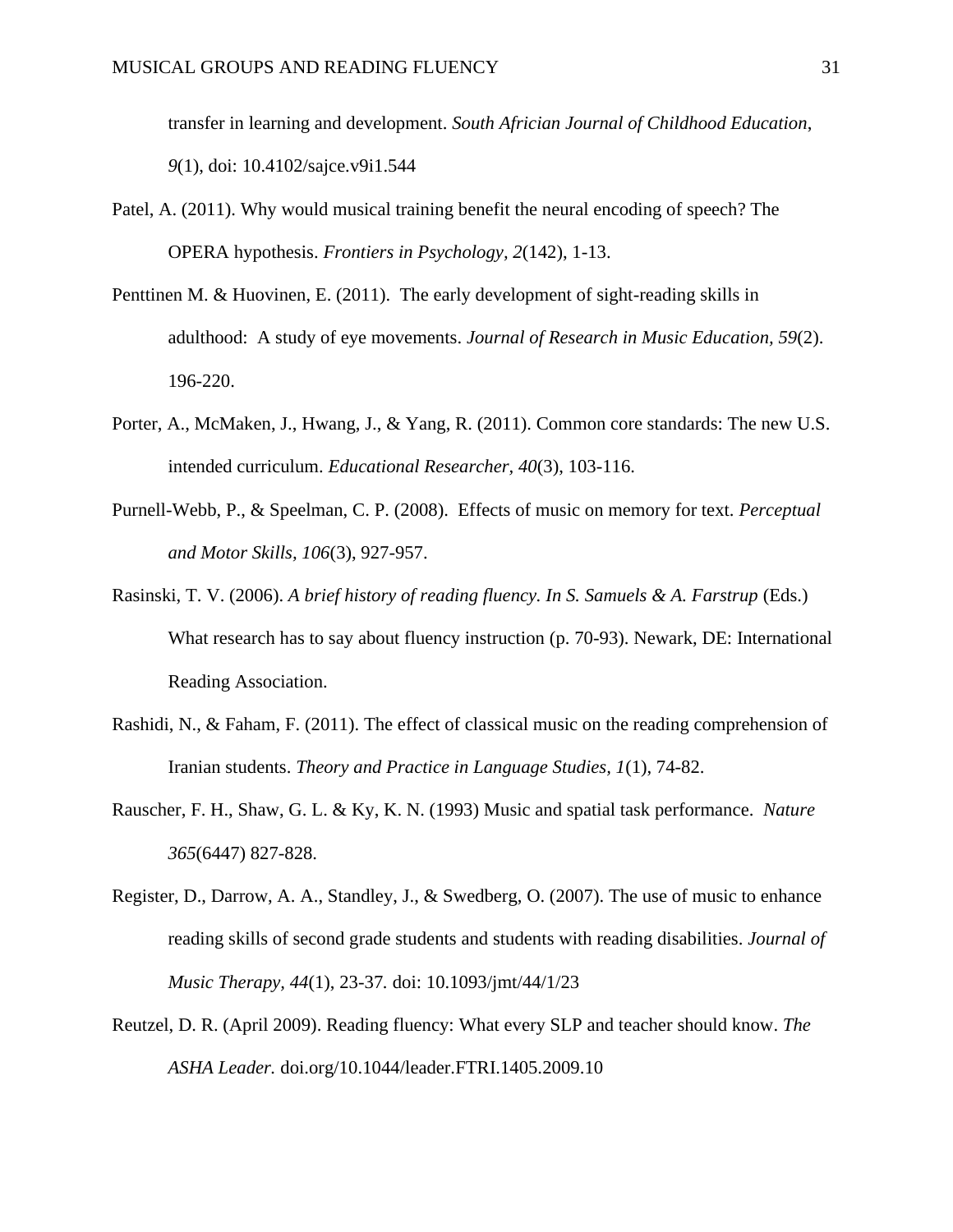transfer in learning and development. *South African Journal of Childhood Education*, *9*(1), doi: 10.4102/sajce.v9i1.544

Patel, A. (2011). Why would musical training benefit the neural encoding of speech? The OPERA hypothesis. *Frontiers in Psychology*, *2*(142), 1-13.

Penttinen M. & Huovinen, E. (2011). The early development of sight-reading skills in adulthood: A study of eye movements. *Journal of Research in Music Education, 59*(2). 196-220.

Porter, A., McMaken, J., Hwang, J., & Yang, R. (2011). Common core standards: The new U.S. intended curriculum. *Educational Researcher, 40*(3), 103-116.

Purnell-Webb, P., & Speelman, C. P. (2008). Effects of music on memory for text. *Perceptual and Motor Skills, 106*(3), 927-957.

Rasinski, T. V. (2006). *A brief history of reading fluency. In S. Samuels & A. Farstrup* (Eds.) What research has to say about fluency instruction (p. 70-93). Newark, DE: International Reading Association.

Rashidi, N., & Faham, F. (2011). The effect of classical music on the reading comprehension of Iranian students. *Theory and Practice in Language Studies*, *1*(1), 74-82.

Rauscher, F. H., Shaw, G. L. & Ky, K. N. (1993) Music and spatial task performance. *Nature 365*(6447) 827-828.

Register, D., Darrow, A. A., Standley, J., & Swedberg, O. (2007). The use of music to enhance reading skills of second grade students and students with reading disabilities. *Journal of Music Therapy, 44*(1), 23-37. doi: 10.1093/jmt/44/1/23

Reutzel, D. R. (April 2009). Reading fluency: What every SLP and teacher should know. *The ASHA Leader.* doi.org/10.1044/leader.FTRI.1405.2009.10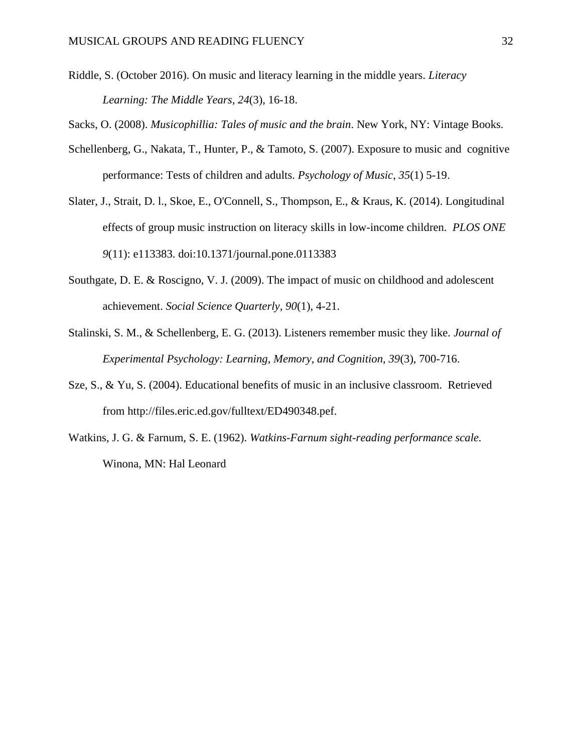Riddle, S. (October 2016). On music and literacy learning in the middle years. *Literacy Learning: The Middle Years, 24*(3), 16-18.

Sacks, O. (2008). *Musicophillia: Tales of music and the brain*. New York, NY: Vintage Books.

Schellenberg, G., Nakata, T., Hunter, P., & Tamoto, S. (2007). Exposure to music and cognitive performance: Tests of children and adults. *Psychology of Music, 35*(1) 5-19.

Slater, J., Strait, D. l., Skoe, E., O'Connell, S., Thompson, E., & Kraus, K. (2014). Longitudinal effects of group music instruction on literacy skills in low-income children. *PLOS ONE 9*(11): e113383. doi:10.1371/journal.pone.0113383

Southgate, D. E. & Roscigno, V. J. (2009). The impact of music on childhood and adolescent achievement. *Social Science Quarterly, 90*(1), 4-21.

Stalinski, S. M., & Schellenberg, E. G. (2013). Listeners remember music they like. *Journal of Experimental Psychology: Learning, Memory, and Cognition, 39*(3), 700-716.

Sze, S., & Yu, S. (2004). Educational benefits of music in an inclusive classroom. Retrieved from http://files.eric.ed.gov/fulltext/ED490348.pef.

Watkins, J. G. & Farnum, S. E. (1962). *Watkins-Farnum sight-reading performance scale.* Winona, MN: Hal Leonard